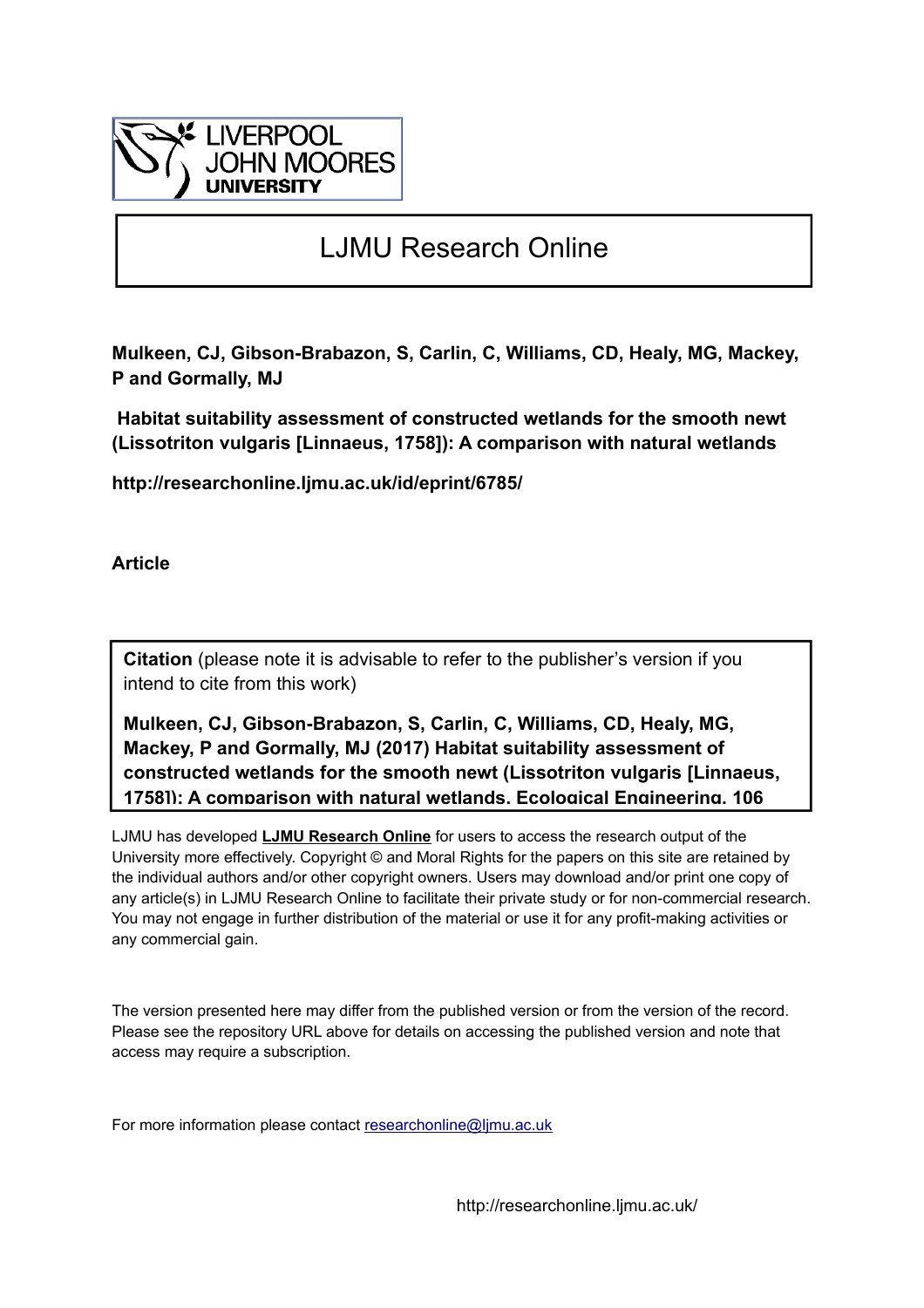LIVERPOOL JOHN MOORES UNIVERSITY

# LJMU Research Online

**Mulkeen, CJ, Gibson-Brabazon, S, Carlin, C, Williams, CD, Healy, MG, Mackey, P and Gormally, MJ**

**Habitat suitability assessment of constructed wetlands for the smooth newt (Lissotriton vulgaris [Linnaeus, 1758]): A comparison with natural wetlands**

**http://researchonline.ljmu.ac.uk/id/eprint/6785/**

**Article**

**Citation** (please note it is advisable to refer to the publisher's version if you intend to cite from this work)

**Mulkeen, CJ, Gibson-Brabazon, S, Carlin, C, Williams, CD, Healy, MG, Mackey, P and Gormally, MJ (2017) Habitat suitability assessment of constructed wetlands for the smooth newt (Lissotriton vulgaris [Linnaeus, 1758]): A comparison with natural wetlands. Ecological Engineering, 106**

LJMU has developed **LJMU Research Online** for users to access the research output of the University more effectively. Copyright © and Moral Rights for the papers on this site are retained by the individual authors and/or other copyright owners. Users may download and/or print one copy of any article(s) in LJMU Research Online to facilitate their private study or for non-commercial research. You may not engage in further distribution of the material or use it for any profit-making activities or any commercial gain.

The version presented here may differ from the published version or from the version of the record. Please see the repository URL above for details on accessing the published version and note that access may require a subscription.

For more information please contact researchonline@ljmu.ac.uk

http://researchonline.ljmu.ac.uk/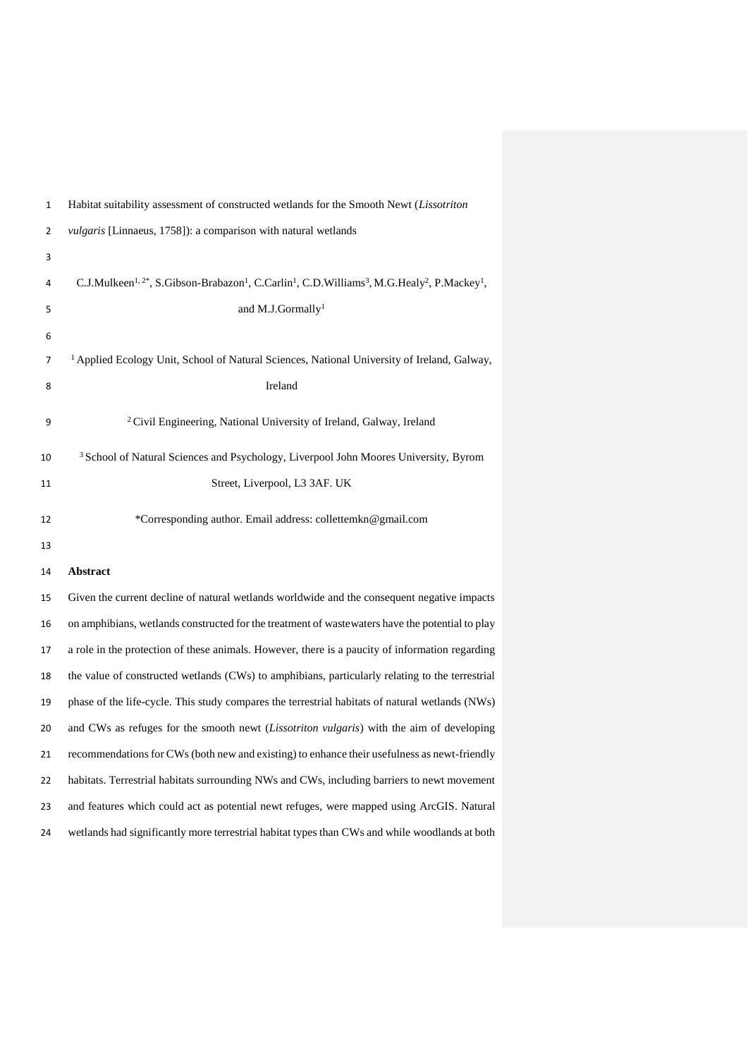Habitat suitability assessment of constructed wetlands for the Smooth Newt (*Lissotriton vulgaris* [Linnaeus, 1758]): a comparison with natural wetlands

C.J.Mulkeen[1, 2*], S.Gibson-Brabazon[1], C.Carlin[1], C.D.Williams[3], M.G.Healy[2], P.Mackey[1], and M.J.Gormally[1]

[1] Applied Ecology Unit, School of Natural Sciences, National University of Ireland, Galway, Ireland

[2] Civil Engineering, National University of Ireland, Galway, Ireland

[3] School of Natural Sciences and Psychology, Liverpool John Moores University, Byrom Street, Liverpool, L3 3AF. UK

*Corresponding author. Email address: collettemkn@gmail.com

## Abstract

Given the current decline of natural wetlands worldwide and the consequent negative impacts on amphibians, wetlands constructed for the treatment of wastewaters have the potential to play a role in the protection of these animals. However, there is a paucity of information regarding the value of constructed wetlands (CWs) to amphibians, particularly relating to the terrestrial phase of the life-cycle. This study compares the terrestrial habitats of natural wetlands (NWs) and CWs as refuges for the smooth newt (*Lissotriton vulgaris*) with the aim of developing recommendations for CWs (both new and existing) to enhance their usefulness as newt-friendly habitats. Terrestrial habitats surrounding NWs and CWs, including barriers to newt movement and features which could act as potential newt refuges, were mapped using ArcGIS. Natural wetlands had significantly more terrestrial habitat types than CWs and while woodlands at both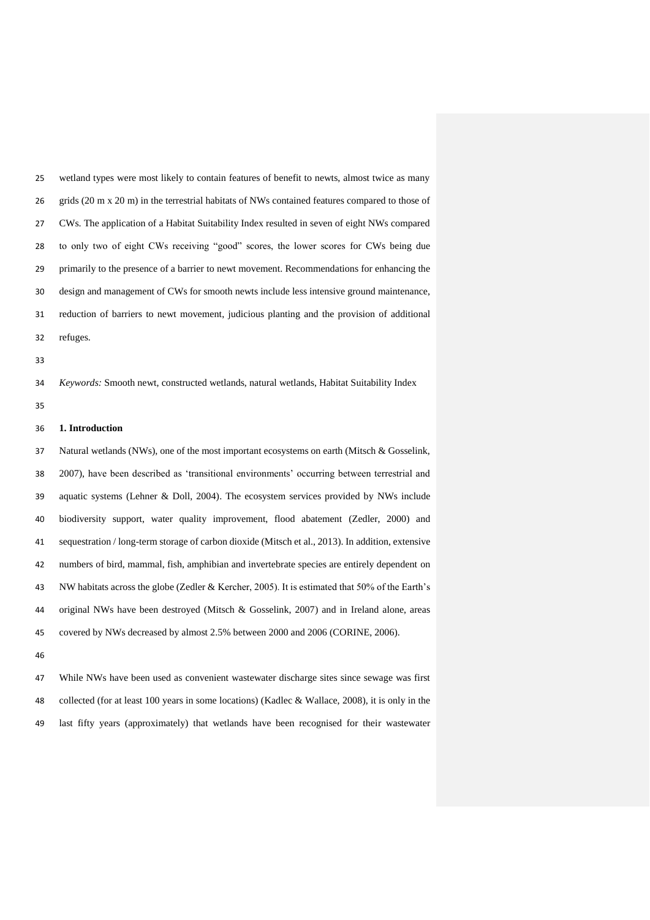wetland types were most likely to contain features of benefit to newts, almost twice as many grids (20 m x 20 m) in the terrestrial habitats of NWs contained features compared to those of CWs. The application of a Habitat Suitability Index resulted in seven of eight NWs compared to only two of eight CWs receiving "good" scores, the lower scores for CWs being due primarily to the presence of a barrier to newt movement. Recommendations for enhancing the design and management of CWs for smooth newts include less intensive ground maintenance, reduction of barriers to newt movement, judicious planting and the provision of additional refuges.

*Keywords:* Smooth newt, constructed wetlands, natural wetlands, Habitat Suitability Index

## 1. Introduction

Natural wetlands (NWs), one of the most important ecosystems on earth (Mitsch & Gosselink, 2007), have been described as 'transitional environments' occurring between terrestrial and aquatic systems (Lehner & Doll, 2004). The ecosystem services provided by NWs include biodiversity support, water quality improvement, flood abatement (Zedler, 2000) and sequestration / long-term storage of carbon dioxide (Mitsch et al., 2013). In addition, extensive numbers of bird, mammal, fish, amphibian and invertebrate species are entirely dependent on NW habitats across the globe (Zedler & Kercher, 2005). It is estimated that 50% of the Earth's original NWs have been destroyed (Mitsch & Gosselink, 2007) and in Ireland alone, areas covered by NWs decreased by almost 2.5% between 2000 and 2006 (CORINE, 2006).

While NWs have been used as convenient wastewater discharge sites since sewage was first collected (for at least 100 years in some locations) (Kadlec & Wallace, 2008), it is only in the last fifty years (approximately) that wetlands have been recognised for their wastewater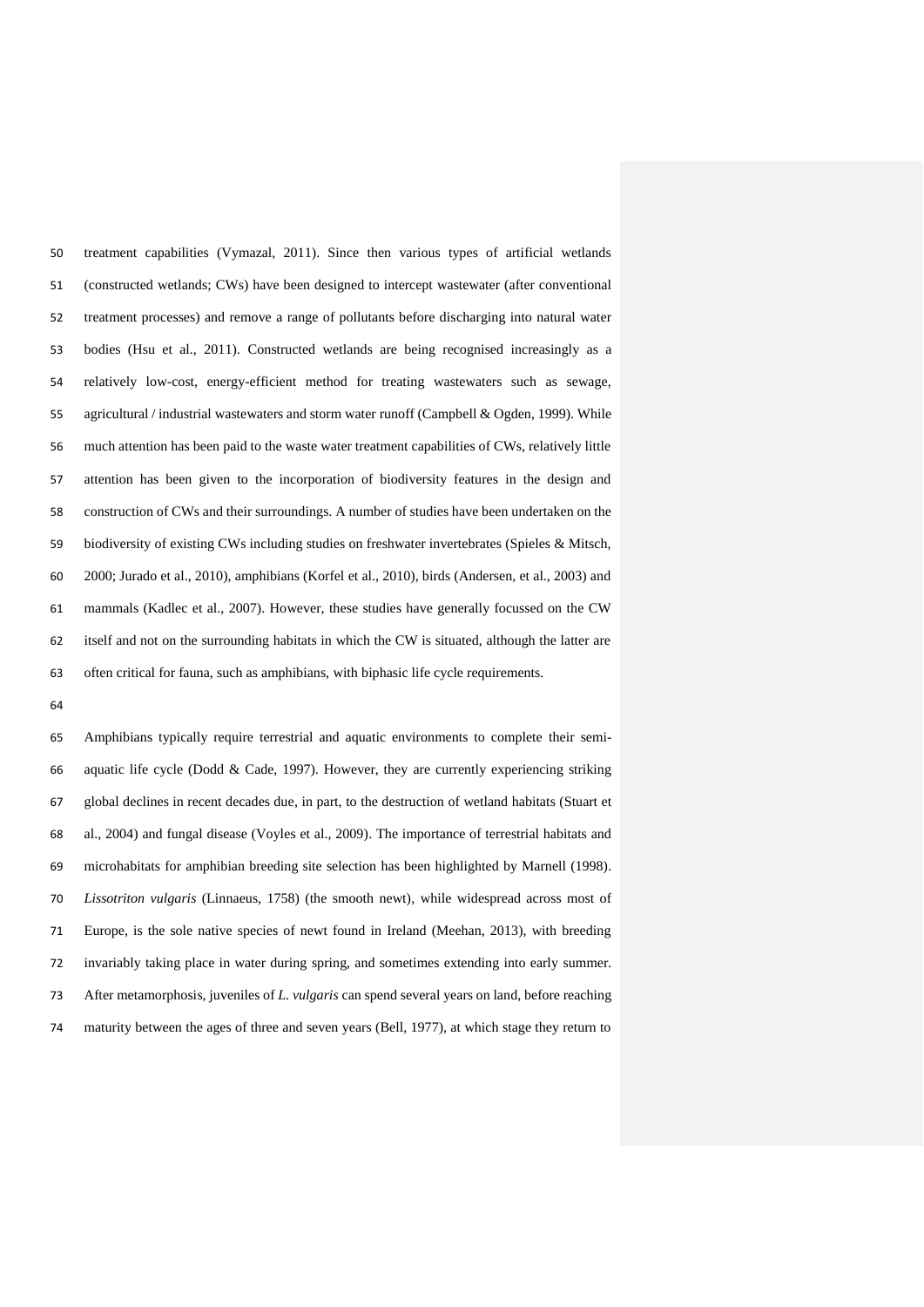treatment capabilities (Vymazal, 2011). Since then various types of artificial wetlands (constructed wetlands; CWs) have been designed to intercept wastewater (after conventional treatment processes) and remove a range of pollutants before discharging into natural water bodies (Hsu et al., 2011). Constructed wetlands are being recognised increasingly as a relatively low-cost, energy-efficient method for treating wastewaters such as sewage, agricultural / industrial wastewaters and storm water runoff (Campbell & Ogden, 1999). While much attention has been paid to the waste water treatment capabilities of CWs, relatively little attention has been given to the incorporation of biodiversity features in the design and construction of CWs and their surroundings. A number of studies have been undertaken on the biodiversity of existing CWs including studies on freshwater invertebrates (Spieles & Mitsch, 2000; Jurado et al., 2010), amphibians (Korfel et al., 2010), birds (Andersen, et al., 2003) and mammals (Kadlec et al., 2007). However, these studies have generally focussed on the CW itself and not on the surrounding habitats in which the CW is situated, although the latter are often critical for fauna, such as amphibians, with biphasic life cycle requirements.

Amphibians typically require terrestrial and aquatic environments to complete their semi-aquatic life cycle (Dodd & Cade, 1997). However, they are currently experiencing striking global declines in recent decades due, in part, to the destruction of wetland habitats (Stuart et al., 2004) and fungal disease (Voyles et al., 2009). The importance of terrestrial habitats and microhabitats for amphibian breeding site selection has been highlighted by Marnell (1998). *Lissotriton vulgaris* (Linnaeus, 1758) (the smooth newt), while widespread across most of Europe, is the sole native species of newt found in Ireland (Meehan, 2013), with breeding invariably taking place in water during spring, and sometimes extending into early summer. After metamorphosis, juveniles of *L. vulgaris* can spend several years on land, before reaching maturity between the ages of three and seven years (Bell, 1977), at which stage they return to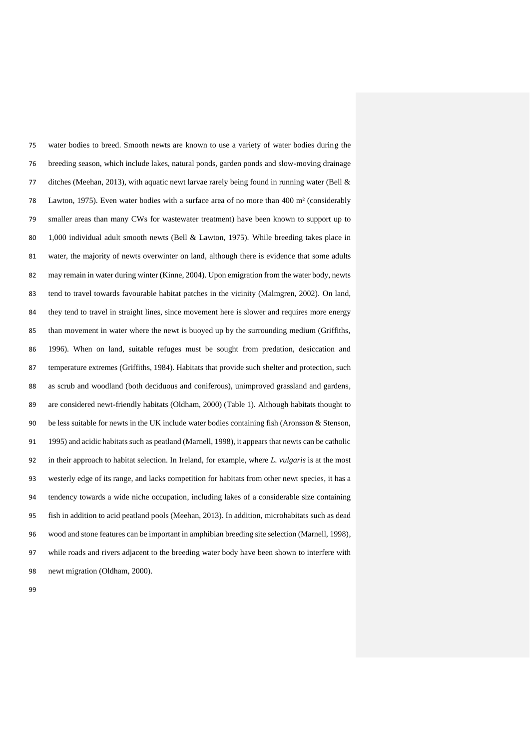water bodies to breed. Smooth newts are known to use a variety of water bodies during the breeding season, which include lakes, natural ponds, garden ponds and slow-moving drainage ditches (Meehan, 2013), with aquatic newt larvae rarely being found in running water (Bell & Lawton, 1975). Even water bodies with a surface area of no more than 400 m² (considerably smaller areas than many CWs for wastewater treatment) have been known to support up to 1,000 individual adult smooth newts (Bell & Lawton, 1975). While breeding takes place in water, the majority of newts overwinter on land, although there is evidence that some adults may remain in water during winter (Kinne, 2004). Upon emigration from the water body, newts tend to travel towards favourable habitat patches in the vicinity (Malmgren, 2002). On land, they tend to travel in straight lines, since movement here is slower and requires more energy than movement in water where the newt is buoyed up by the surrounding medium (Griffiths, 1996). When on land, suitable refuges must be sought from predation, desiccation and temperature extremes (Griffiths, 1984). Habitats that provide such shelter and protection, such as scrub and woodland (both deciduous and coniferous), unimproved grassland and gardens, are considered newt-friendly habitats (Oldham, 2000) (Table 1). Although habitats thought to be less suitable for newts in the UK include water bodies containing fish (Aronsson & Stenson, 1995) and acidic habitats such as peatland (Marnell, 1998), it appears that newts can be catholic in their approach to habitat selection. In Ireland, for example, where *L. vulgaris* is at the most westerly edge of its range, and lacks competition for habitats from other newt species, it has a tendency towards a wide niche occupation, including lakes of a considerable size containing fish in addition to acid peatland pools (Meehan, 2013). In addition, microhabitats such as dead wood and stone features can be important in amphibian breeding site selection (Marnell, 1998), while roads and rivers adjacent to the breeding water body have been shown to interfere with newt migration (Oldham, 2000).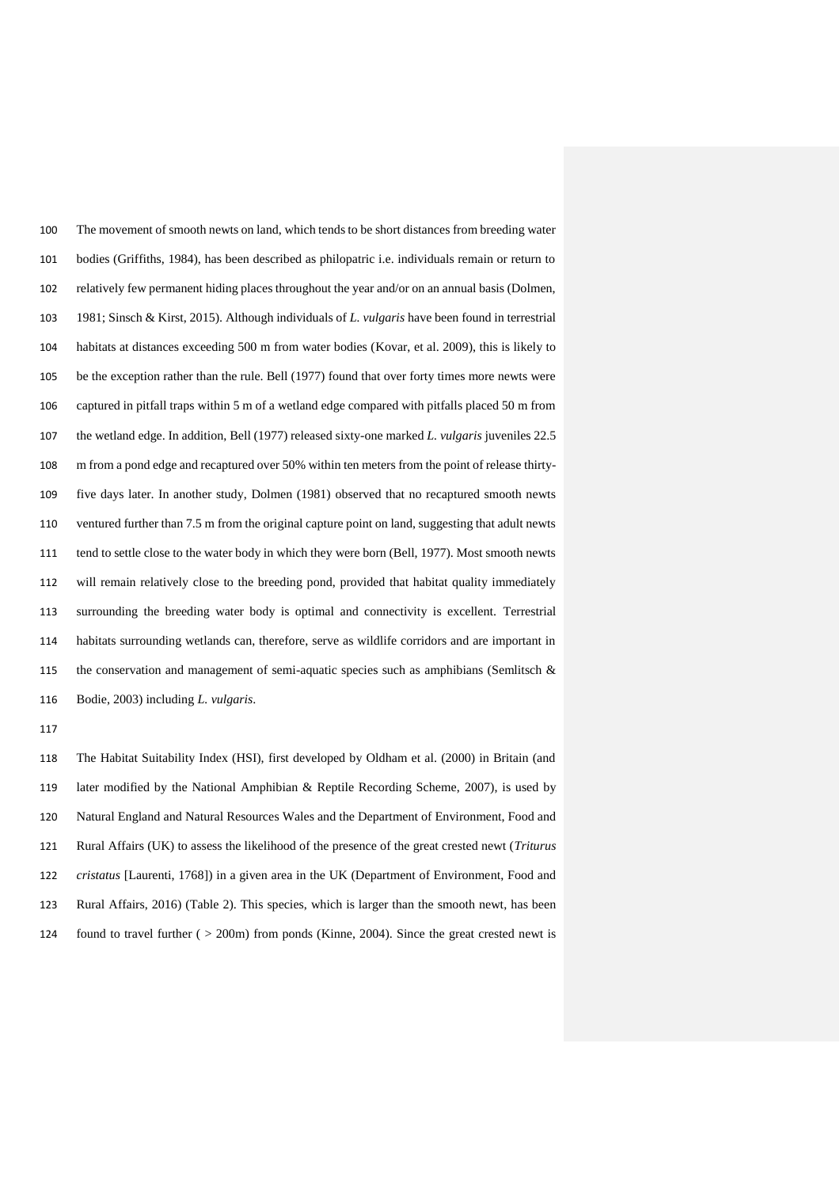The movement of smooth newts on land, which tends to be short distances from breeding water bodies (Griffiths, 1984), has been described as philopatric i.e. individuals remain or return to relatively few permanent hiding places throughout the year and/or on an annual basis (Dolmen, 1981; Sinsch & Kirst, 2015). Although individuals of *L. vulgaris* have been found in terrestrial habitats at distances exceeding 500 m from water bodies (Kovar, et al. 2009), this is likely to be the exception rather than the rule. Bell (1977) found that over forty times more newts were captured in pitfall traps within 5 m of a wetland edge compared with pitfalls placed 50 m from the wetland edge. In addition, Bell (1977) released sixty-one marked *L. vulgaris* juveniles 22.5 m from a pond edge and recaptured over 50% within ten meters from the point of release thirty-five days later. In another study, Dolmen (1981) observed that no recaptured smooth newts ventured further than 7.5 m from the original capture point on land, suggesting that adult newts tend to settle close to the water body in which they were born (Bell, 1977). Most smooth newts will remain relatively close to the breeding pond, provided that habitat quality immediately surrounding the breeding water body is optimal and connectivity is excellent. Terrestrial habitats surrounding wetlands can, therefore, serve as wildlife corridors and are important in the conservation and management of semi-aquatic species such as amphibians (Semlitsch & Bodie, 2003) including *L. vulgaris*.

The Habitat Suitability Index (HSI), first developed by Oldham et al. (2000) in Britain (and later modified by the National Amphibian & Reptile Recording Scheme, 2007), is used by Natural England and Natural Resources Wales and the Department of Environment, Food and Rural Affairs (UK) to assess the likelihood of the presence of the great crested newt (*Triturus cristatus* [Laurenti, 1768]) in a given area in the UK (Department of Environment, Food and Rural Affairs, 2016) (Table 2). This species, which is larger than the smooth newt, has been found to travel further ( > 200m) from ponds (Kinne, 2004). Since the great crested newt is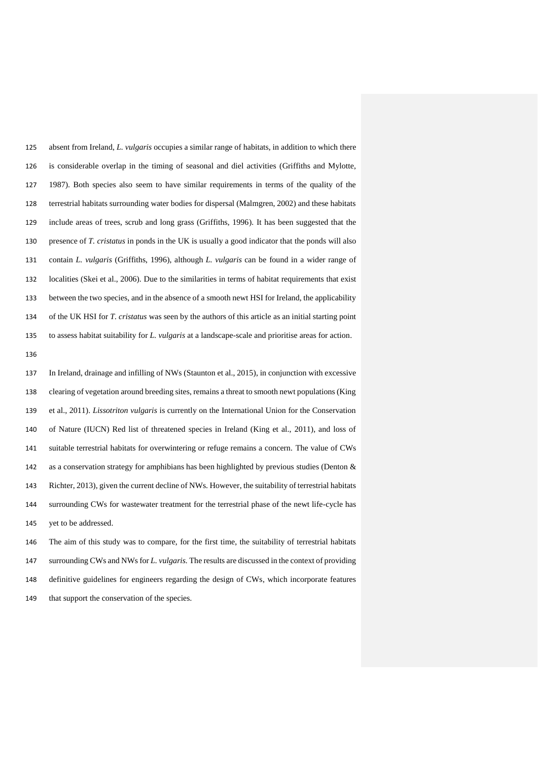absent from Ireland, *L. vulgaris* occupies a similar range of habitats, in addition to which there is considerable overlap in the timing of seasonal and diel activities (Griffiths and Mylotte, 1987). Both species also seem to have similar requirements in terms of the quality of the terrestrial habitats surrounding water bodies for dispersal (Malmgren, 2002) and these habitats include areas of trees, scrub and long grass (Griffiths, 1996). It has been suggested that the presence of *T. cristatus* in ponds in the UK is usually a good indicator that the ponds will also contain *L. vulgaris* (Griffiths, 1996), although *L. vulgaris* can be found in a wider range of localities (Skei et al., 2006). Due to the similarities in terms of habitat requirements that exist between the two species, and in the absence of a smooth newt HSI for Ireland, the applicability of the UK HSI for *T. cristatus* was seen by the authors of this article as an initial starting point to assess habitat suitability for *L. vulgaris* at a landscape-scale and prioritise areas for action.

In Ireland, drainage and infilling of NWs (Staunton et al., 2015), in conjunction with excessive clearing of vegetation around breeding sites, remains a threat to smooth newt populations (King et al., 2011). *Lissotriton vulgaris* is currently on the International Union for the Conservation of Nature (IUCN) Red list of threatened species in Ireland (King et al., 2011), and loss of suitable terrestrial habitats for overwintering or refuge remains a concern. The value of CWs as a conservation strategy for amphibians has been highlighted by previous studies (Denton & Richter, 2013), given the current decline of NWs. However, the suitability of terrestrial habitats surrounding CWs for wastewater treatment for the terrestrial phase of the newt life-cycle has yet to be addressed.

The aim of this study was to compare, for the first time, the suitability of terrestrial habitats surrounding CWs and NWs for *L. vulgaris.* The results are discussed in the context of providing definitive guidelines for engineers regarding the design of CWs, which incorporate features that support the conservation of the species.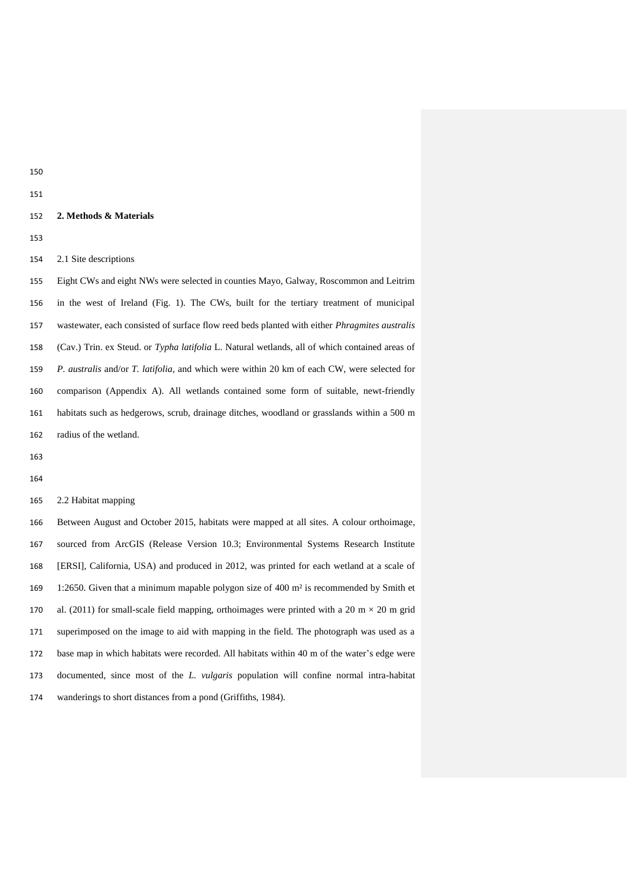## 2. Methods & Materials

### 2.1 Site descriptions

Eight CWs and eight NWs were selected in counties Mayo, Galway, Roscommon and Leitrim in the west of Ireland (Fig. 1). The CWs, built for the tertiary treatment of municipal wastewater, each consisted of surface flow reed beds planted with either *Phragmites australis* (Cav.) Trin. ex Steud. or *Typha latifolia* L. Natural wetlands, all of which contained areas of *P. australis* and/or *T. latifolia*, and which were within 20 km of each CW, were selected for comparison (Appendix A). All wetlands contained some form of suitable, newt-friendly habitats such as hedgerows, scrub, drainage ditches, woodland or grasslands within a 500 m radius of the wetland.

### 2.2 Habitat mapping

Between August and October 2015, habitats were mapped at all sites. A colour orthoimage, sourced from ArcGIS (Release Version 10.3; Environmental Systems Research Institute [ERSI], California, USA) and produced in 2012, was printed for each wetland at a scale of 1:2650. Given that a minimum mapable polygon size of 400 m² is recommended by Smith et al. (2011) for small-scale field mapping, orthoimages were printed with a 20 m × 20 m grid superimposed on the image to aid with mapping in the field. The photograph was used as a base map in which habitats were recorded. All habitats within 40 m of the water's edge were documented, since most of the *L. vulgaris* population will confine normal intra-habitat wanderings to short distances from a pond (Griffiths, 1984).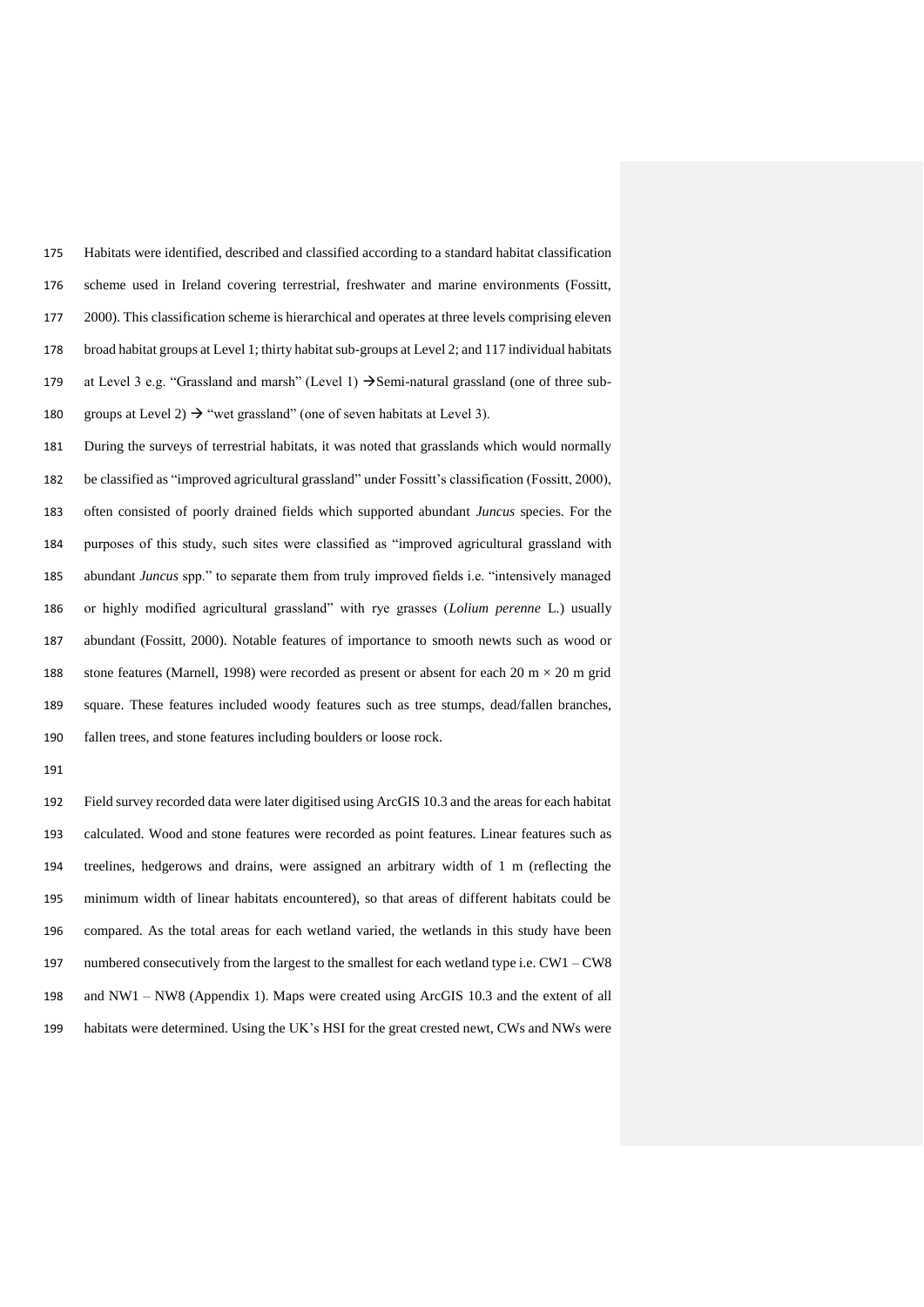Habitats were identified, described and classified according to a standard habitat classification scheme used in Ireland covering terrestrial, freshwater and marine environments (Fossitt, 2000). This classification scheme is hierarchical and operates at three levels comprising eleven broad habitat groups at Level 1; thirty habitat sub-groups at Level 2; and 117 individual habitats at Level 3 e.g. "Grassland and marsh" (Level 1) → Semi-natural grassland (one of three sub-groups at Level 2) → "wet grassland" (one of seven habitats at Level 3).

During the surveys of terrestrial habitats, it was noted that grasslands which would normally be classified as "improved agricultural grassland" under Fossitt's classification (Fossitt, 2000), often consisted of poorly drained fields which supported abundant *Juncus* species. For the purposes of this study, such sites were classified as "improved agricultural grassland with abundant *Juncus* spp." to separate them from truly improved fields i.e. "intensively managed or highly modified agricultural grassland" with rye grasses (*Lolium perenne* L.) usually abundant (Fossitt, 2000). Notable features of importance to smooth newts such as wood or stone features (Marnell, 1998) were recorded as present or absent for each 20 m × 20 m grid square. These features included woody features such as tree stumps, dead/fallen branches, fallen trees, and stone features including boulders or loose rock.

Field survey recorded data were later digitised using ArcGIS 10.3 and the areas for each habitat calculated. Wood and stone features were recorded as point features. Linear features such as treelines, hedgerows and drains, were assigned an arbitrary width of 1 m (reflecting the minimum width of linear habitats encountered), so that areas of different habitats could be compared. As the total areas for each wetland varied, the wetlands in this study have been numbered consecutively from the largest to the smallest for each wetland type i.e. CW1 – CW8 and NW1 – NW8 (Appendix 1). Maps were created using ArcGIS 10.3 and the extent of all habitats were determined. Using the UK's HSI for the great crested newt, CWs and NWs were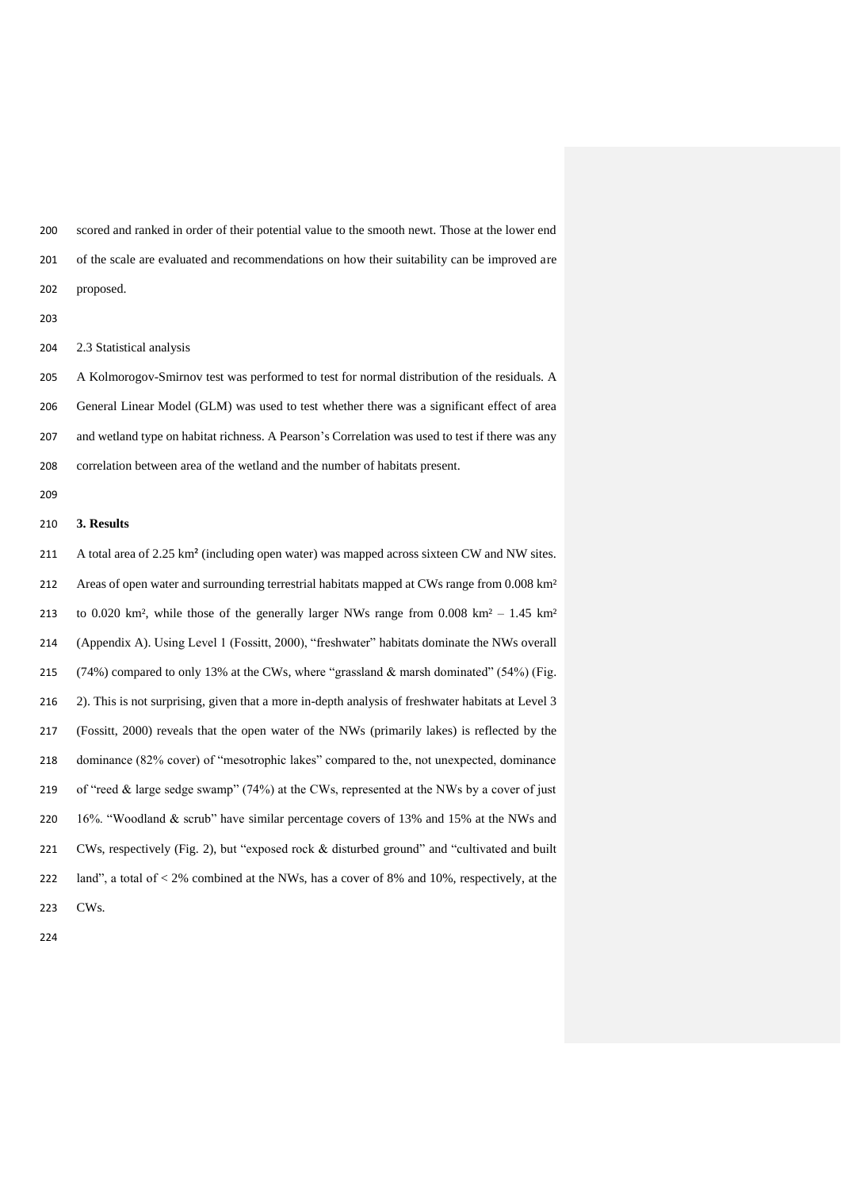scored and ranked in order of their potential value to the smooth newt. Those at the lower end of the scale are evaluated and recommendations on how their suitability can be improved are proposed.

2.3 Statistical analysis

A Kolmorogov-Smirnov test was performed to test for normal distribution of the residuals. A General Linear Model (GLM) was used to test whether there was a significant effect of area and wetland type on habitat richness. A Pearson's Correlation was used to test if there was any correlation between area of the wetland and the number of habitats present.

## 3. Results

A total area of 2.25 km² (including open water) was mapped across sixteen CW and NW sites. Areas of open water and surrounding terrestrial habitats mapped at CWs range from 0.008 km² to 0.020 km², while those of the generally larger NWs range from 0.008 km² – 1.45 km² (Appendix A). Using Level 1 (Fossitt, 2000), "freshwater" habitats dominate the NWs overall (74%) compared to only 13% at the CWs, where "grassland & marsh dominated" (54%) (Fig. 2). This is not surprising, given that a more in-depth analysis of freshwater habitats at Level 3 (Fossitt, 2000) reveals that the open water of the NWs (primarily lakes) is reflected by the dominance (82% cover) of "mesotrophic lakes" compared to the, not unexpected, dominance of "reed & large sedge swamp" (74%) at the CWs, represented at the NWs by a cover of just 16%. "Woodland & scrub" have similar percentage covers of 13% and 15% at the NWs and CWs, respectively (Fig. 2), but "exposed rock & disturbed ground" and "cultivated and built land", a total of < 2% combined at the NWs, has a cover of 8% and 10%, respectively, at the CWs.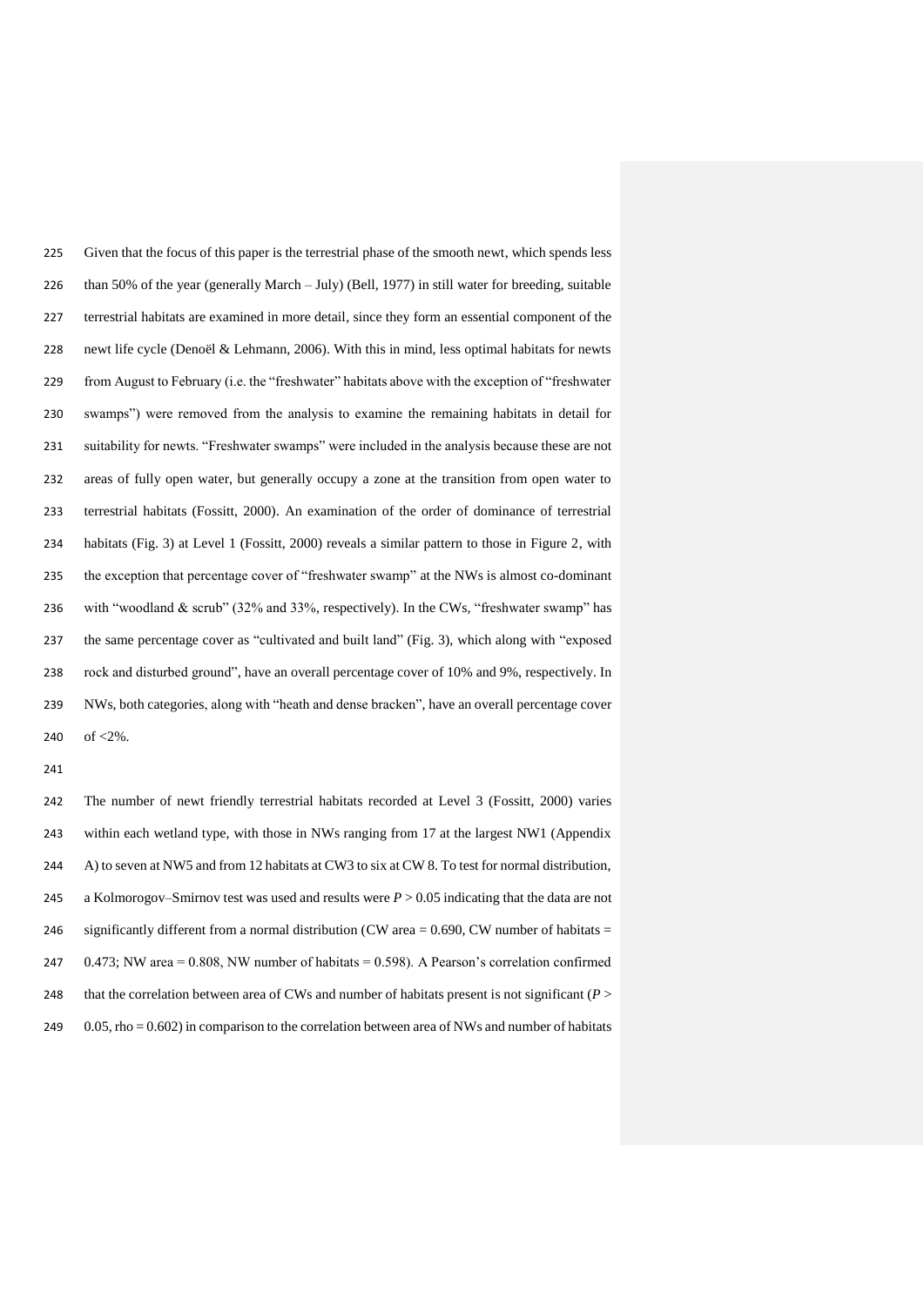Given that the focus of this paper is the terrestrial phase of the smooth newt, which spends less than 50% of the year (generally March – July) (Bell, 1977) in still water for breeding, suitable terrestrial habitats are examined in more detail, since they form an essential component of the newt life cycle (Denoël & Lehmann, 2006). With this in mind, less optimal habitats for newts from August to February (i.e. the "freshwater" habitats above with the exception of "freshwater swamps") were removed from the analysis to examine the remaining habitats in detail for suitability for newts. "Freshwater swamps" were included in the analysis because these are not areas of fully open water, but generally occupy a zone at the transition from open water to terrestrial habitats (Fossitt, 2000). An examination of the order of dominance of terrestrial habitats (Fig. 3) at Level 1 (Fossitt, 2000) reveals a similar pattern to those in Figure 2, with the exception that percentage cover of "freshwater swamp" at the NWs is almost co-dominant with "woodland & scrub" (32% and 33%, respectively). In the CWs, "freshwater swamp" has the same percentage cover as "cultivated and built land" (Fig. 3), which along with "exposed rock and disturbed ground", have an overall percentage cover of 10% and 9%, respectively. In NWs, both categories, along with "heath and dense bracken", have an overall percentage cover of <2%.

The number of newt friendly terrestrial habitats recorded at Level 3 (Fossitt, 2000) varies within each wetland type, with those in NWs ranging from 17 at the largest NW1 (Appendix A) to seven at NW5 and from 12 habitats at CW3 to six at CW 8. To test for normal distribution, a Kolmorogov–Smirnov test was used and results were $P > 0.05$ indicating that the data are not significantly different from a normal distribution (CW area = 0.690, CW number of habitats = 0.473; NW area = 0.808, NW number of habitats = 0.598). A Pearson's correlation confirmed that the correlation between area of CWs and number of habitats present is not significant ($P > 0.05$, rho = 0.602) in comparison to the correlation between area of NWs and number of habitats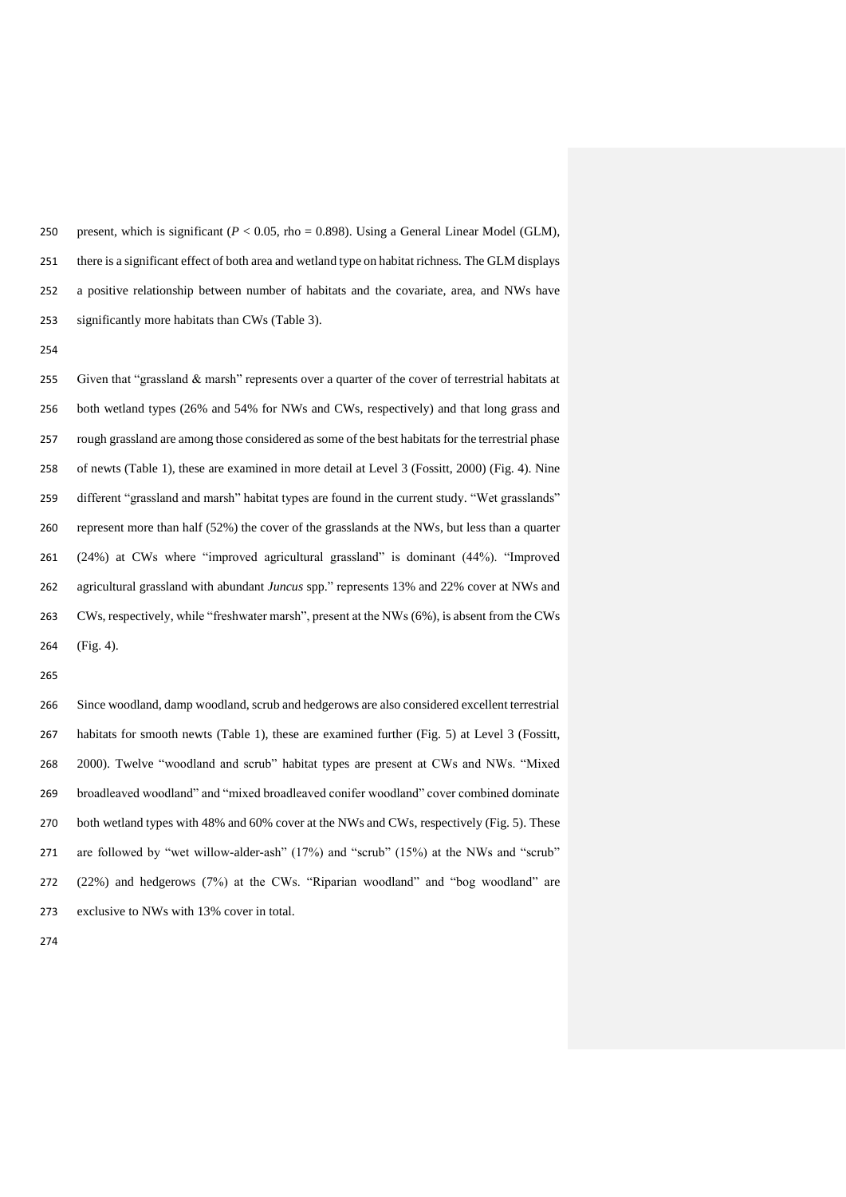present, which is significant ($P < 0.05$, rho = 0.898). Using a General Linear Model (GLM), there is a significant effect of both area and wetland type on habitat richness. The GLM displays a positive relationship between number of habitats and the covariate, area, and NWs have significantly more habitats than CWs (Table 3).

Given that "grassland & marsh" represents over a quarter of the cover of terrestrial habitats at both wetland types (26% and 54% for NWs and CWs, respectively) and that long grass and rough grassland are among those considered as some of the best habitats for the terrestrial phase of newts (Table 1), these are examined in more detail at Level 3 (Fossitt, 2000) (Fig. 4). Nine different "grassland and marsh" habitat types are found in the current study. "Wet grasslands" represent more than half (52%) the cover of the grasslands at the NWs, but less than a quarter (24%) at CWs where "improved agricultural grassland" is dominant (44%). "Improved agricultural grassland with abundant *Juncus* spp." represents 13% and 22% cover at NWs and CWs, respectively, while "freshwater marsh", present at the NWs (6%), is absent from the CWs (Fig. 4).

Since woodland, damp woodland, scrub and hedgerows are also considered excellent terrestrial habitats for smooth newts (Table 1), these are examined further (Fig. 5) at Level 3 (Fossitt, 2000). Twelve "woodland and scrub" habitat types are present at CWs and NWs. "Mixed broadleaved woodland" and "mixed broadleaved conifer woodland" cover combined dominate both wetland types with 48% and 60% cover at the NWs and CWs, respectively (Fig. 5). These are followed by "wet willow-alder-ash" (17%) and "scrub" (15%) at the NWs and "scrub" (22%) and hedgerows (7%) at the CWs. "Riparian woodland" and "bog woodland" are exclusive to NWs with 13% cover in total.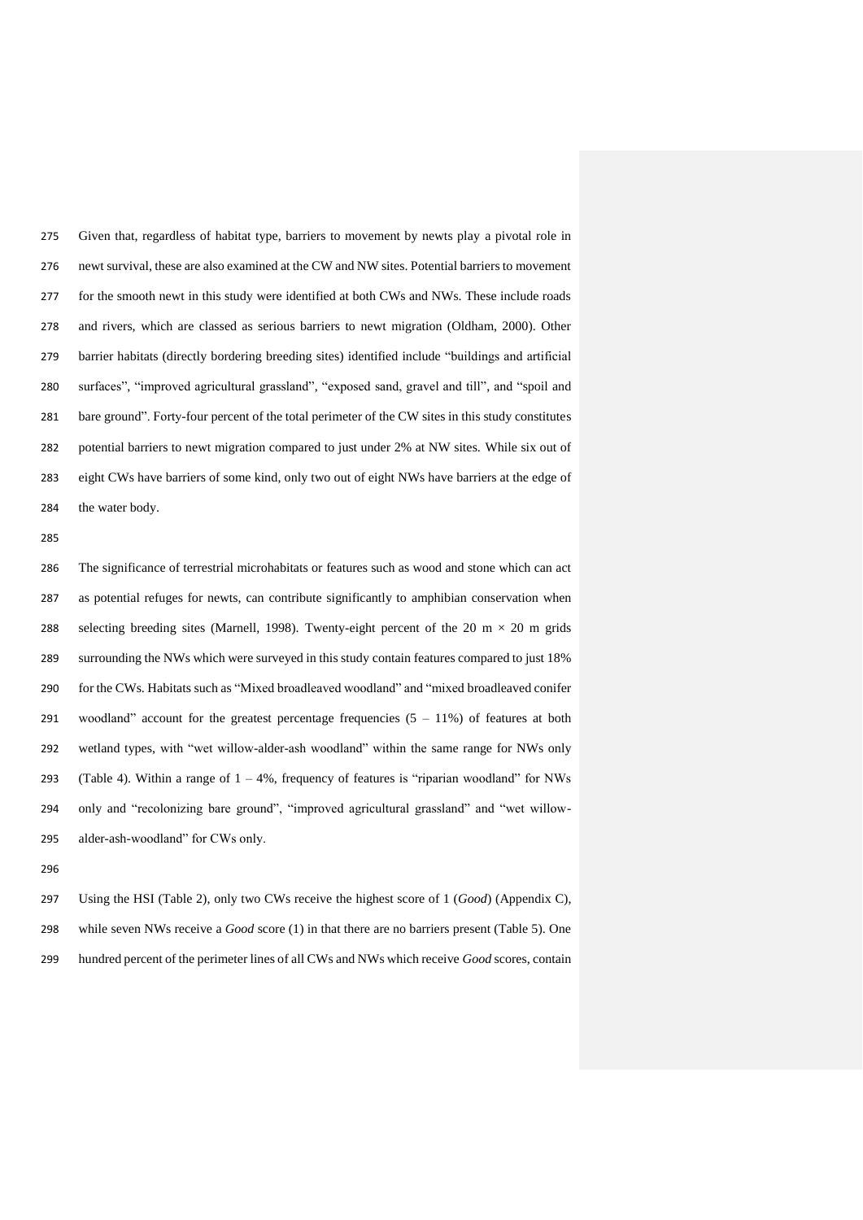Given that, regardless of habitat type, barriers to movement by newts play a pivotal role in newt survival, these are also examined at the CW and NW sites. Potential barriers to movement for the smooth newt in this study were identified at both CWs and NWs. These include roads and rivers, which are classed as serious barriers to newt migration (Oldham, 2000). Other barrier habitats (directly bordering breeding sites) identified include "buildings and artificial surfaces", "improved agricultural grassland", "exposed sand, gravel and till", and "spoil and bare ground". Forty-four percent of the total perimeter of the CW sites in this study constitutes potential barriers to newt migration compared to just under 2% at NW sites. While six out of eight CWs have barriers of some kind, only two out of eight NWs have barriers at the edge of the water body.

The significance of terrestrial microhabitats or features such as wood and stone which can act as potential refuges for newts, can contribute significantly to amphibian conservation when selecting breeding sites (Marnell, 1998). Twenty-eight percent of the 20 m × 20 m grids surrounding the NWs which were surveyed in this study contain features compared to just 18% for the CWs. Habitats such as "Mixed broadleaved woodland" and "mixed broadleaved conifer woodland" account for the greatest percentage frequencies (5 – 11%) of features at both wetland types, with "wet willow-alder-ash woodland" within the same range for NWs only (Table 4). Within a range of 1 – 4%, frequency of features is "riparian woodland" for NWs only and "recolonizing bare ground", "improved agricultural grassland" and "wet willow-alder-ash-woodland" for CWs only.

Using the HSI (Table 2), only two CWs receive the highest score of 1 (*Good*) (Appendix C), while seven NWs receive a *Good* score (1) in that there are no barriers present (Table 5). One hundred percent of the perimeter lines of all CWs and NWs which receive *Good* scores, contain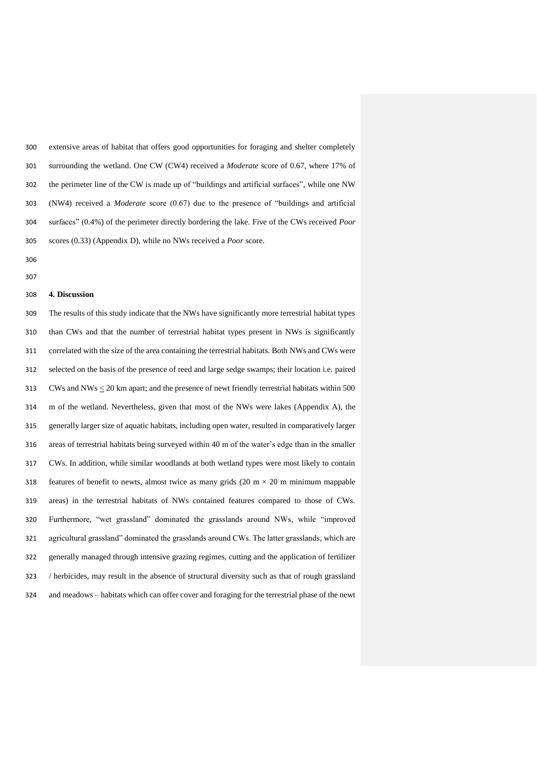extensive areas of habitat that offers good opportunities for foraging and shelter completely surrounding the wetland. One CW (CW4) received a *Moderate* score of 0.67, where 17% of the perimeter line of the CW is made up of "buildings and artificial surfaces", while one NW (NW4) received a *Moderate* score (0.67) due to the presence of "buildings and artificial surfaces" (0.4%) of the perimeter directly bordering the lake. Five of the CWs received *Poor* scores (0.33) (Appendix D), while no NWs received a *Poor* score.

## 4. Discussion

The results of this study indicate that the NWs have significantly more terrestrial habitat types than CWs and that the number of terrestrial habitat types present in NWs is significantly correlated with the size of the area containing the terrestrial habitats. Both NWs and CWs were selected on the basis of the presence of reed and large sedge swamps; their location i.e. paired CWs and NWs $\leq$ 20 km apart; and the presence of newt friendly terrestrial habitats within 500 m of the wetland. Nevertheless, given that most of the NWs were lakes (Appendix A), the generally larger size of aquatic habitats, including open water, resulted in comparatively larger areas of terrestrial habitats being surveyed within 40 m of the water's edge than in the smaller CWs. In addition, while similar woodlands at both wetland types were most likely to contain features of benefit to newts, almost twice as many grids (20 m $\times$ 20 m minimum mappable areas) in the terrestrial habitats of NWs contained features compared to those of CWs. Furthermore, "wet grassland" dominated the grasslands around NWs, while "improved agricultural grassland" dominated the grasslands around CWs. The latter grasslands, which are generally managed through intensive grazing regimes, cutting and the application of fertilizer / herbicides, may result in the absence of structural diversity such as that of rough grassland and meadows – habitats which can offer cover and foraging for the terrestrial phase of the newt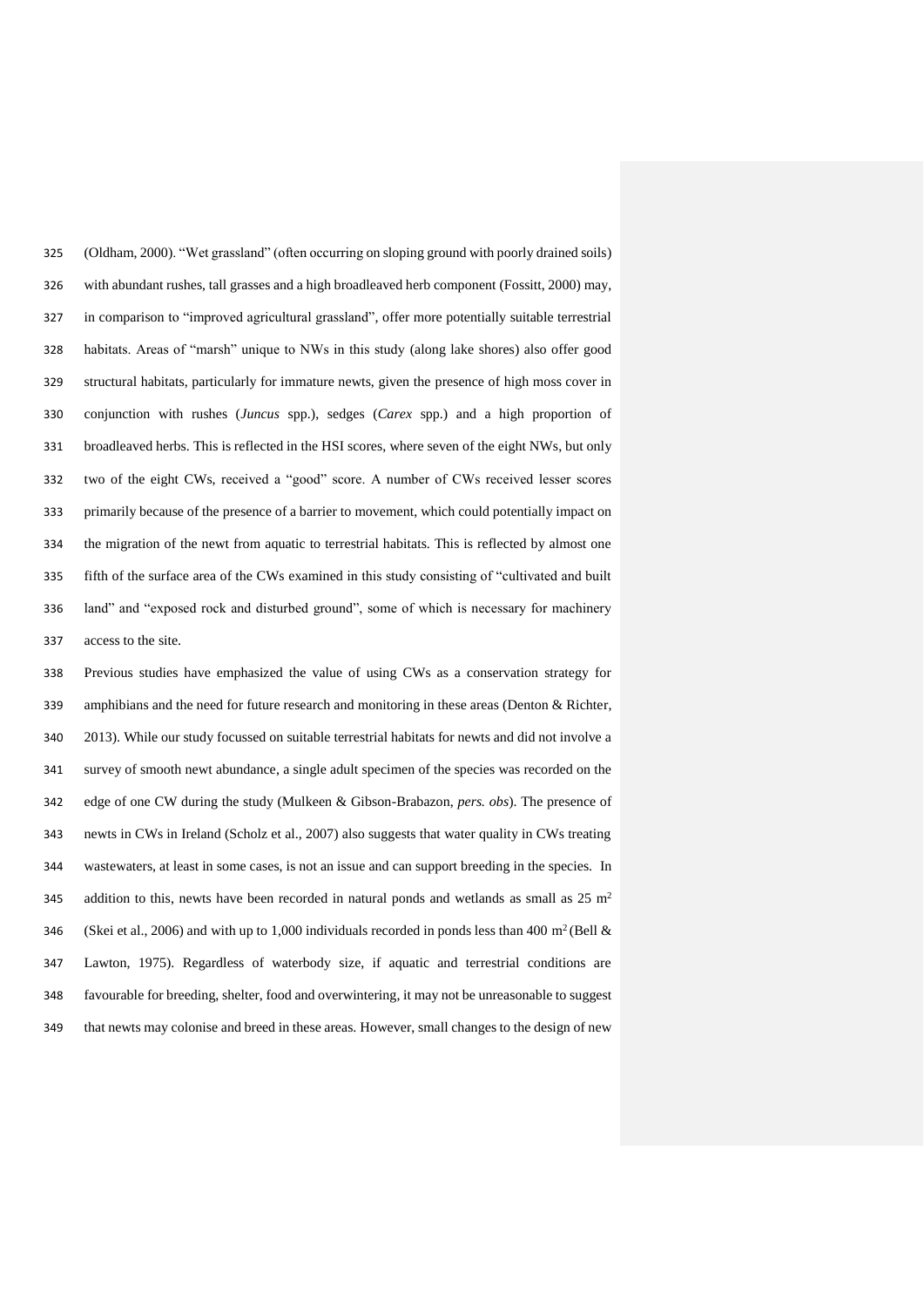(Oldham, 2000). "Wet grassland" (often occurring on sloping ground with poorly drained soils) with abundant rushes, tall grasses and a high broadleaved herb component (Fossitt, 2000) may, in comparison to "improved agricultural grassland", offer more potentially suitable terrestrial habitats. Areas of "marsh" unique to NWs in this study (along lake shores) also offer good structural habitats, particularly for immature newts, given the presence of high moss cover in conjunction with rushes (*Juncus* spp.), sedges (*Carex* spp.) and a high proportion of broadleaved herbs. This is reflected in the HSI scores, where seven of the eight NWs, but only two of the eight CWs, received a "good" score. A number of CWs received lesser scores primarily because of the presence of a barrier to movement, which could potentially impact on the migration of the newt from aquatic to terrestrial habitats. This is reflected by almost one fifth of the surface area of the CWs examined in this study consisting of "cultivated and built land" and "exposed rock and disturbed ground", some of which is necessary for machinery access to the site.

Previous studies have emphasized the value of using CWs as a conservation strategy for amphibians and the need for future research and monitoring in these areas (Denton & Richter, 2013). While our study focussed on suitable terrestrial habitats for newts and did not involve a survey of smooth newt abundance, a single adult specimen of the species was recorded on the edge of one CW during the study (Mulkeen & Gibson-Brabazon, *pers. obs*). The presence of newts in CWs in Ireland (Scholz et al., 2007) also suggests that water quality in CWs treating wastewaters, at least in some cases, is not an issue and can support breeding in the species. In addition to this, newts have been recorded in natural ponds and wetlands as small as 25 $m^2$ (Skei et al., 2006) and with up to 1,000 individuals recorded in ponds less than 400 $m^2$ (Bell & Lawton, 1975). Regardless of waterbody size, if aquatic and terrestrial conditions are favourable for breeding, shelter, food and overwintering, it may not be unreasonable to suggest that newts may colonise and breed in these areas. However, small changes to the design of new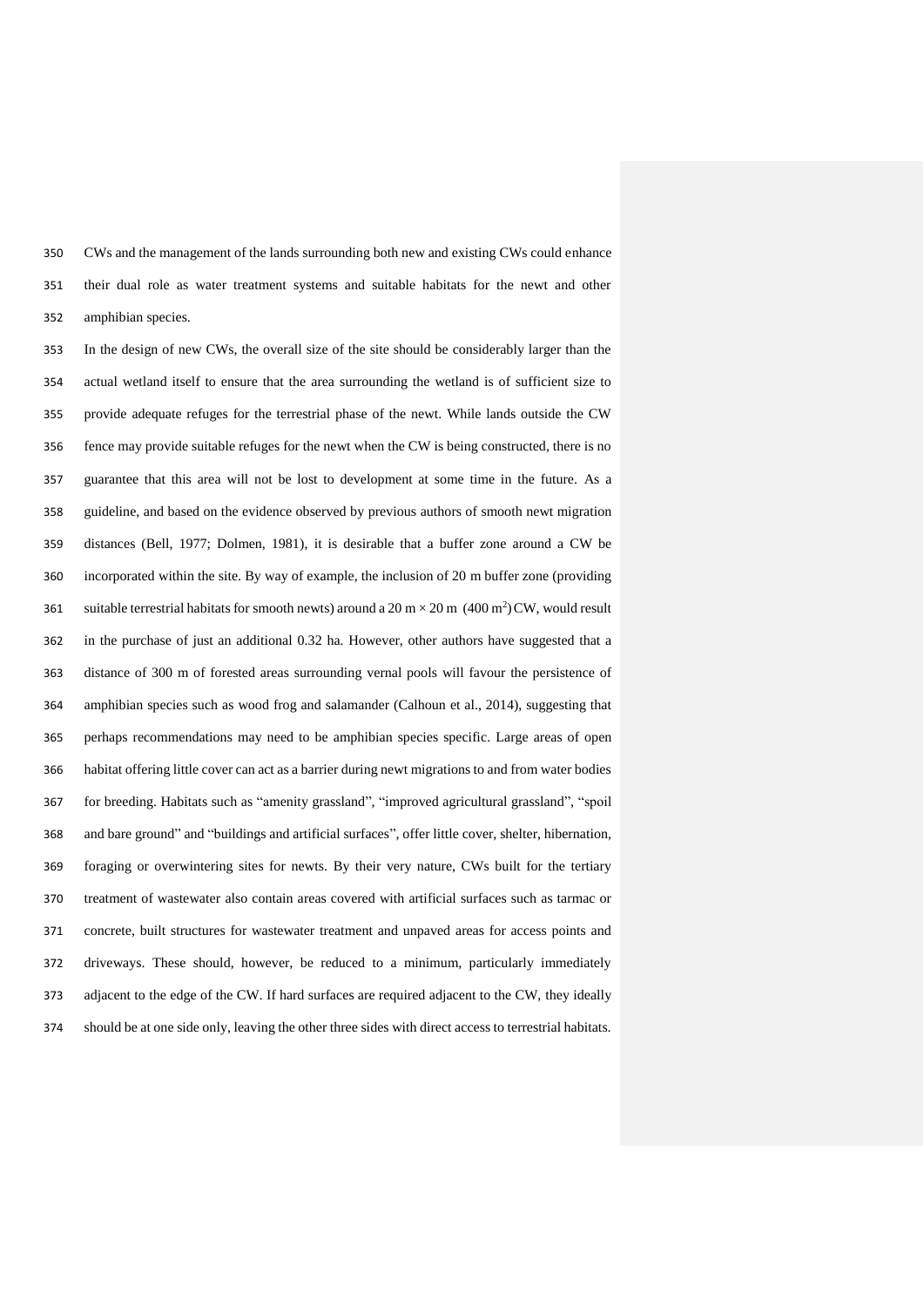CWs and the management of the lands surrounding both new and existing CWs could enhance their dual role as water treatment systems and suitable habitats for the newt and other amphibian species.

In the design of new CWs, the overall size of the site should be considerably larger than the actual wetland itself to ensure that the area surrounding the wetland is of sufficient size to provide adequate refuges for the terrestrial phase of the newt. While lands outside the CW fence may provide suitable refuges for the newt when the CW is being constructed, there is no guarantee that this area will not be lost to development at some time in the future. As a guideline, and based on the evidence observed by previous authors of smooth newt migration distances (Bell, 1977; Dolmen, 1981), it is desirable that a buffer zone around a CW be incorporated within the site. By way of example, the inclusion of 20 m buffer zone (providing suitable terrestrial habitats for smooth newts) around a $20\ \text{m} \times 20\ \text{m}$ ($400\ \text{m}^2$) CW, would result in the purchase of just an additional 0.32 ha. However, other authors have suggested that a distance of 300 m of forested areas surrounding vernal pools will favour the persistence of amphibian species such as wood frog and salamander (Calhoun et al., 2014), suggesting that perhaps recommendations may need to be amphibian species specific. Large areas of open habitat offering little cover can act as a barrier during newt migrations to and from water bodies for breeding. Habitats such as "amenity grassland", "improved agricultural grassland", "spoil and bare ground" and "buildings and artificial surfaces", offer little cover, shelter, hibernation, foraging or overwintering sites for newts. By their very nature, CWs built for the tertiary treatment of wastewater also contain areas covered with artificial surfaces such as tarmac or concrete, built structures for wastewater treatment and unpaved areas for access points and driveways. These should, however, be reduced to a minimum, particularly immediately adjacent to the edge of the CW. If hard surfaces are required adjacent to the CW, they ideally should be at one side only, leaving the other three sides with direct access to terrestrial habitats.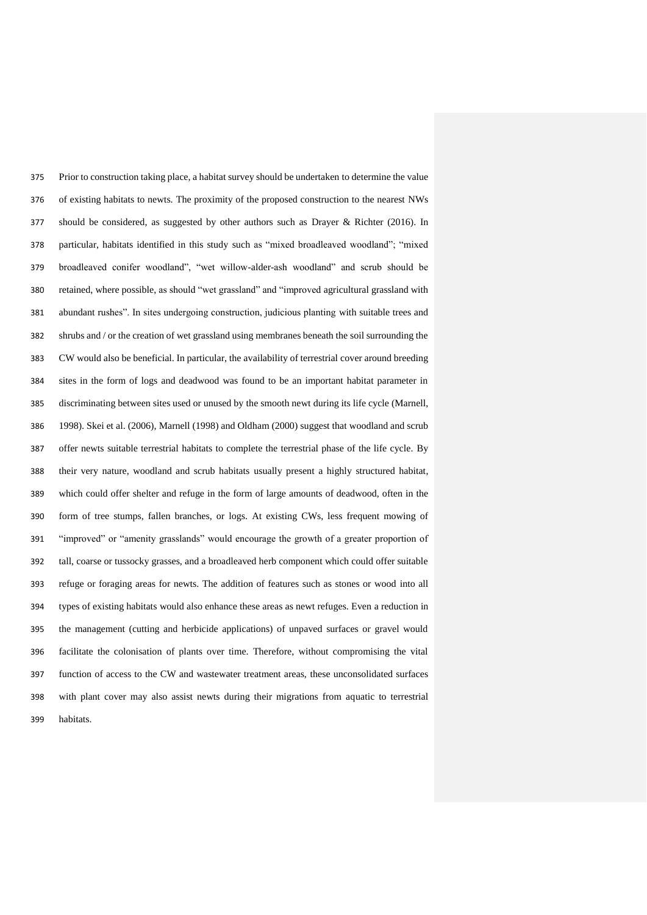Prior to construction taking place, a habitat survey should be undertaken to determine the value of existing habitats to newts. The proximity of the proposed construction to the nearest NWs should be considered, as suggested by other authors such as Drayer & Richter (2016). In particular, habitats identified in this study such as "mixed broadleaved woodland"; "mixed broadleaved conifer woodland", "wet willow-alder-ash woodland" and scrub should be retained, where possible, as should "wet grassland" and "improved agricultural grassland with abundant rushes". In sites undergoing construction, judicious planting with suitable trees and shrubs and / or the creation of wet grassland using membranes beneath the soil surrounding the CW would also be beneficial. In particular, the availability of terrestrial cover around breeding sites in the form of logs and deadwood was found to be an important habitat parameter in discriminating between sites used or unused by the smooth newt during its life cycle (Marnell, 1998). Skei et al. (2006), Marnell (1998) and Oldham (2000) suggest that woodland and scrub offer newts suitable terrestrial habitats to complete the terrestrial phase of the life cycle. By their very nature, woodland and scrub habitats usually present a highly structured habitat, which could offer shelter and refuge in the form of large amounts of deadwood, often in the form of tree stumps, fallen branches, or logs. At existing CWs, less frequent mowing of "improved" or "amenity grasslands" would encourage the growth of a greater proportion of tall, coarse or tussocky grasses, and a broadleaved herb component which could offer suitable refuge or foraging areas for newts. The addition of features such as stones or wood into all types of existing habitats would also enhance these areas as newt refuges. Even a reduction in the management (cutting and herbicide applications) of unpaved surfaces or gravel would facilitate the colonisation of plants over time. Therefore, without compromising the vital function of access to the CW and wastewater treatment areas, these unconsolidated surfaces with plant cover may also assist newts during their migrations from aquatic to terrestrial habitats.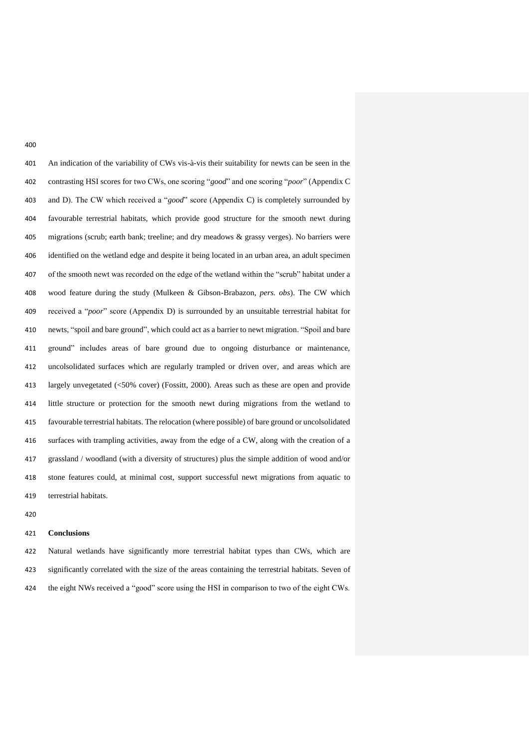An indication of the variability of CWs vis-à-vis their suitability for newts can be seen in the contrasting HSI scores for two CWs, one scoring "*good*" and one scoring "*poor*" (Appendix C and D). The CW which received a "*good*" score (Appendix C) is completely surrounded by favourable terrestrial habitats, which provide good structure for the smooth newt during migrations (scrub; earth bank; treeline; and dry meadows & grassy verges). No barriers were identified on the wetland edge and despite it being located in an urban area, an adult specimen of the smooth newt was recorded on the edge of the wetland within the "scrub" habitat under a wood feature during the study (Mulkeen & Gibson-Brabazon, *pers. obs*). The CW which received a "*poor*" score (Appendix D) is surrounded by an unsuitable terrestrial habitat for newts, "spoil and bare ground", which could act as a barrier to newt migration. "Spoil and bare ground" includes areas of bare ground due to ongoing disturbance or maintenance, uncolsolidated surfaces which are regularly trampled or driven over, and areas which are largely unvegetated (<50% cover) (Fossitt, 2000). Areas such as these are open and provide little structure or protection for the smooth newt during migrations from the wetland to favourable terrestrial habitats. The relocation (where possible) of bare ground or uncolsolidated surfaces with trampling activities, away from the edge of a CW, along with the creation of a grassland / woodland (with a diversity of structures) plus the simple addition of wood and/or stone features could, at minimal cost, support successful newt migrations from aquatic to terrestrial habitats.

## Conclusions

Natural wetlands have significantly more terrestrial habitat types than CWs, which are significantly correlated with the size of the areas containing the terrestrial habitats. Seven of the eight NWs received a "good" score using the HSI in comparison to two of the eight CWs.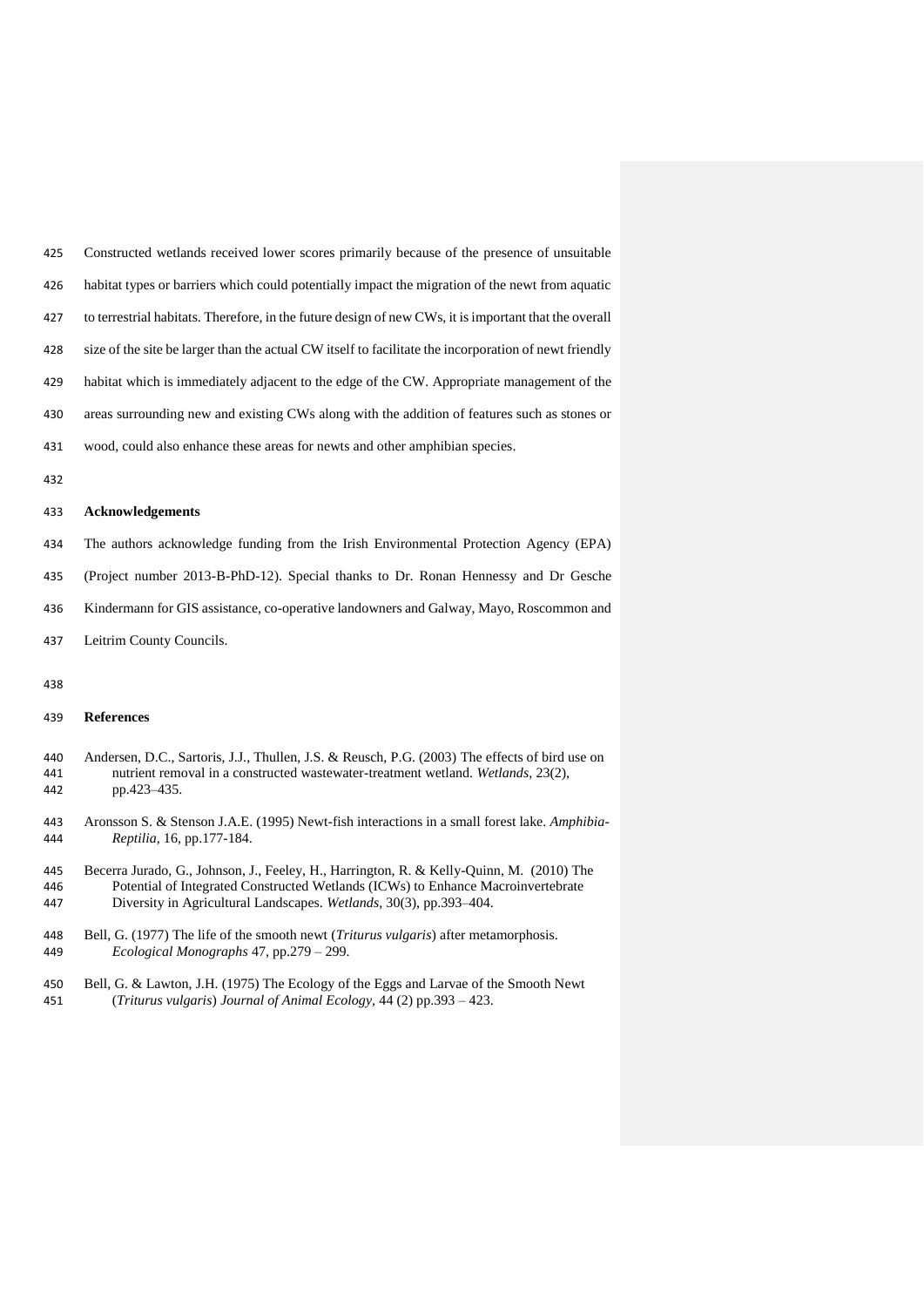Constructed wetlands received lower scores primarily because of the presence of unsuitable habitat types or barriers which could potentially impact the migration of the newt from aquatic to terrestrial habitats. Therefore, in the future design of new CWs, it is important that the overall size of the site be larger than the actual CW itself to facilitate the incorporation of newt friendly habitat which is immediately adjacent to the edge of the CW. Appropriate management of the areas surrounding new and existing CWs along with the addition of features such as stones or wood, could also enhance these areas for newts and other amphibian species.

## Acknowledgements

The authors acknowledge funding from the Irish Environmental Protection Agency (EPA) (Project number 2013-B-PhD-12). Special thanks to Dr. Ronan Hennessy and Dr Gesche Kindermann for GIS assistance, co-operative landowners and Galway, Mayo, Roscommon and Leitrim County Councils.

## References

Andersen, D.C., Sartoris, J.J., Thullen, J.S. & Reusch, P.G. (2003) The effects of bird use on nutrient removal in a constructed wastewater-treatment wetland. *Wetlands*, 23(2), pp.423–435.

Aronsson S. & Stenson J.A.E. (1995) Newt-fish interactions in a small forest lake. *Amphibia-Reptilia*, 16, pp.177-184.

Becerra Jurado, G., Johnson, J., Feeley, H., Harrington, R. & Kelly-Quinn, M. (2010) The Potential of Integrated Constructed Wetlands (ICWs) to Enhance Macroinvertebrate Diversity in Agricultural Landscapes. *Wetlands*, 30(3), pp.393–404.

Bell, G. (1977) The life of the smooth newt (*Triturus vulgaris*) after metamorphosis. *Ecological Monographs* 47, pp.279 – 299.

Bell, G. & Lawton, J.H. (1975) The Ecology of the Eggs and Larvae of the Smooth Newt (*Triturus vulgaris*) *Journal of Animal Ecology,* 44 (2) pp.393 – 423.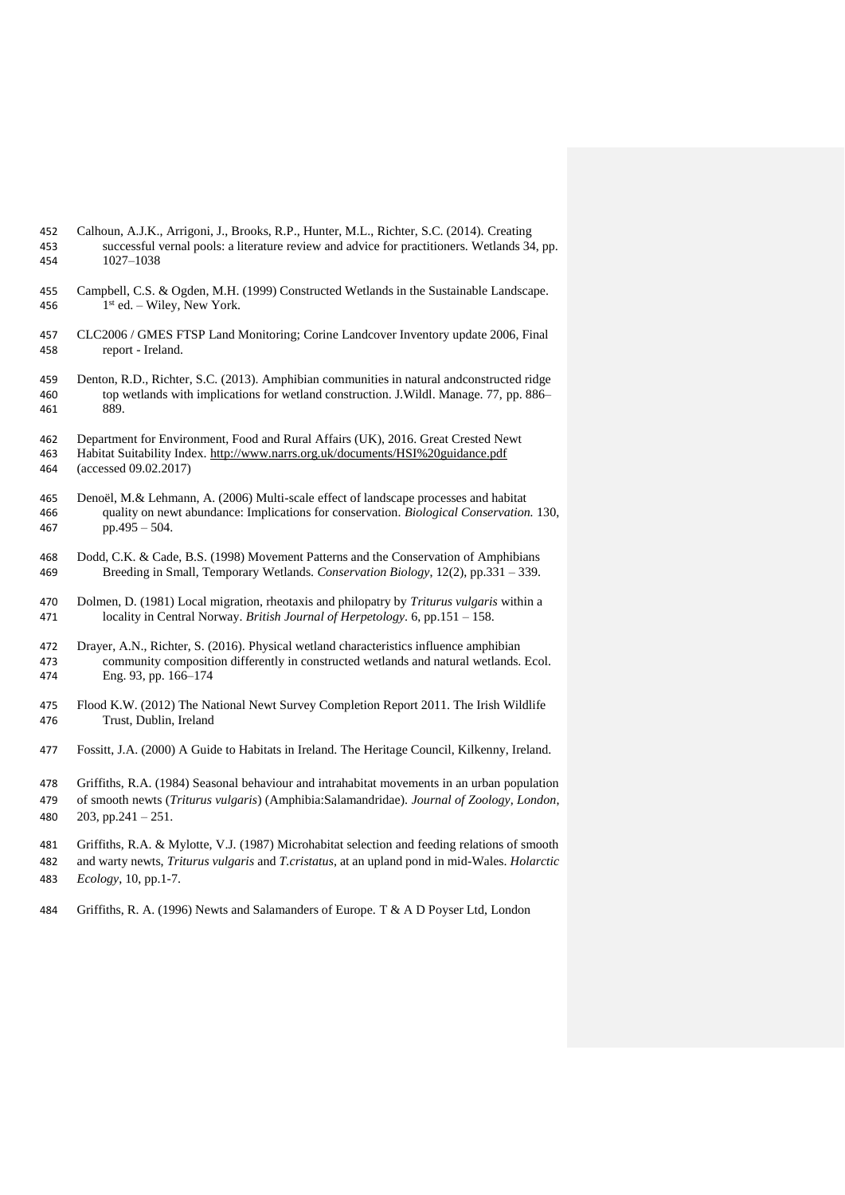Calhoun, A.J.K., Arrigoni, J., Brooks, R.P., Hunter, M.L., Richter, S.C. (2014). Creating successful vernal pools: a literature review and advice for practitioners. Wetlands 34, pp. 1027–1038

Campbell, C.S. & Ogden, M.H. (1999) Constructed Wetlands in the Sustainable Landscape. 1st ed. – Wiley, New York.

CLC2006 / GMES FTSP Land Monitoring; Corine Landcover Inventory update 2006, Final report - Ireland.

Denton, R.D., Richter, S.C. (2013). Amphibian communities in natural andconstructed ridge top wetlands with implications for wetland construction. J.Wildl. Manage. 77, pp. 886–889.

Department for Environment, Food and Rural Affairs (UK), 2016. Great Crested Newt Habitat Suitability Index. http://www.narrs.org.uk/documents/HSI%20guidance.pdf (accessed 09.02.2017)

Denoël, M.& Lehmann, A. (2006) Multi-scale effect of landscape processes and habitat quality on newt abundance: Implications for conservation. *Biological Conservation.* 130, pp.495 – 504.

Dodd, C.K. & Cade, B.S. (1998) Movement Patterns and the Conservation of Amphibians Breeding in Small, Temporary Wetlands. *Conservation Biology*, 12(2), pp.331 – 339.

Dolmen, D. (1981) Local migration, rheotaxis and philopatry by *Triturus vulgaris* within a locality in Central Norway. *British Journal of Herpetology*. 6, pp.151 – 158.

Drayer, A.N., Richter, S. (2016). Physical wetland characteristics influence amphibian community composition differently in constructed wetlands and natural wetlands. Ecol. Eng. 93, pp. 166–174

Flood K.W. (2012) The National Newt Survey Completion Report 2011. The Irish Wildlife Trust, Dublin, Ireland

Fossitt, J.A. (2000) A Guide to Habitats in Ireland. The Heritage Council, Kilkenny, Ireland.

Griffiths, R.A. (1984) Seasonal behaviour and intrahabitat movements in an urban population of smooth newts (*Triturus vulgaris*) (Amphibia:Salamandridae). *Journal of Zoology, London*, 203, pp.241 – 251.

Griffiths, R.A. & Mylotte, V.J. (1987) Microhabitat selection and feeding relations of smooth and warty newts, *Triturus vulgaris* and *T.cristatus*, at an upland pond in mid-Wales. *Holarctic Ecology*, 10, pp.1-7.

Griffiths, R. A. (1996) Newts and Salamanders of Europe. T & A D Poyser Ltd, London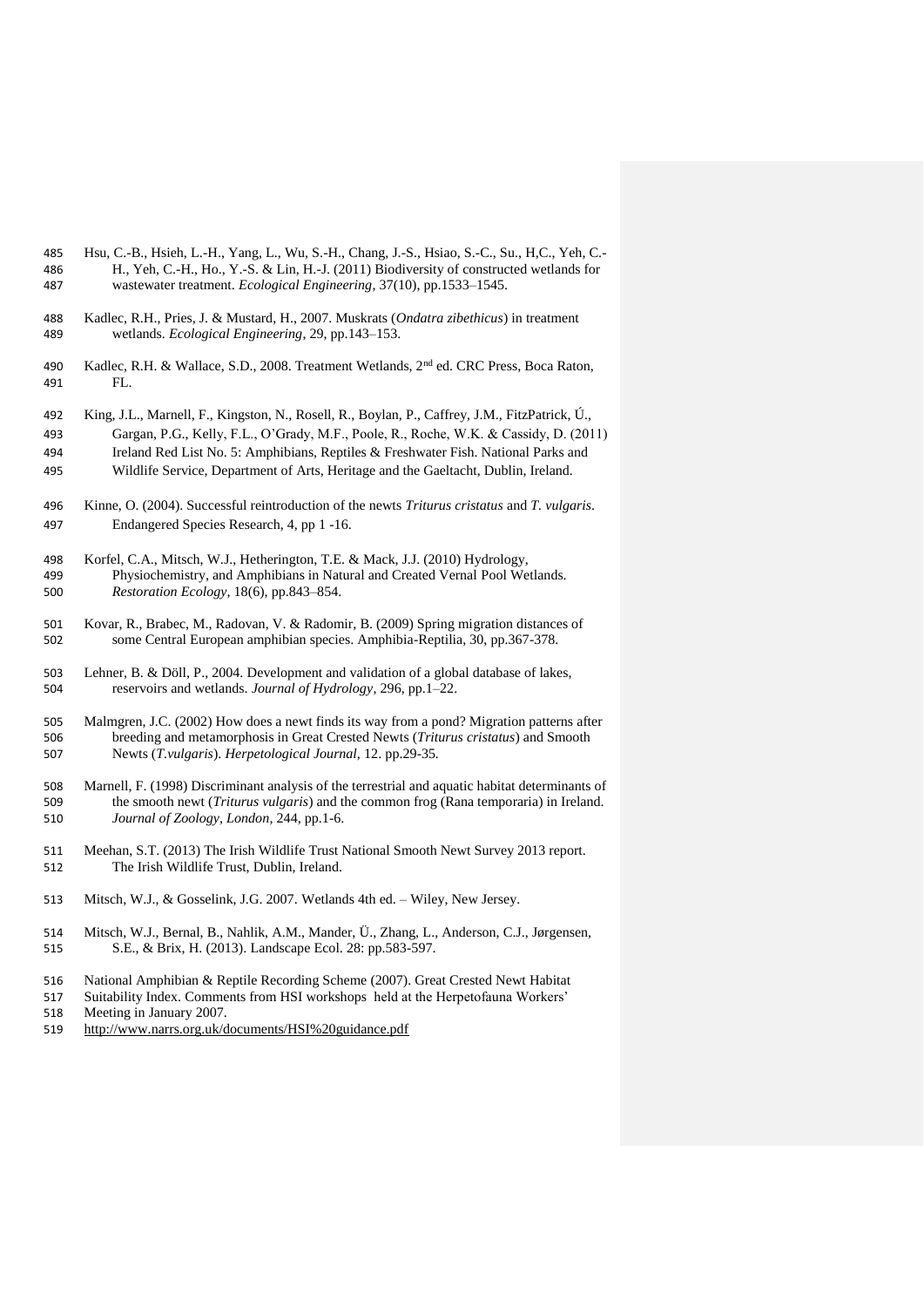Hsu, C.-B., Hsieh, L.-H., Yang, L., Wu, S.-H., Chang, J.-S., Hsiao, S.-C., Su, H,C., Yeh, C.-H., Yeh, C.-H., Ho., Y.-S. & Lin, H.-J. (2011) Biodiversity of constructed wetlands for wastewater treatment. *Ecological Engineering*, 37(10), pp.1533–1545.

Kadlec, R.H., Pries, J. & Mustard, H., 2007. Muskrats (*Ondatra zibethicus*) in treatment wetlands. *Ecological Engineering*, 29, pp.143–153.

Kadlec, R.H. & Wallace, S.D., 2008. Treatment Wetlands, 2nd ed. CRC Press, Boca Raton, FL.

King, J.L., Marnell, F., Kingston, N., Rosell, R., Boylan, P., Caffrey, J.M., FitzPatrick, Ú., Gargan, P.G., Kelly, F.L., O'Grady, M.F., Poole, R., Roche, W.K. & Cassidy, D. (2011) Ireland Red List No. 5: Amphibians, Reptiles & Freshwater Fish. National Parks and Wildlife Service, Department of Arts, Heritage and the Gaeltacht, Dublin, Ireland.

Kinne, O. (2004). Successful reintroduction of the newts *Triturus cristatus* and *T. vulgaris*. Endangered Species Research, 4, pp 1 -16.

Korfel, C.A., Mitsch, W.J., Hetherington, T.E. & Mack, J.J. (2010) Hydrology, Physiochemistry, and Amphibians in Natural and Created Vernal Pool Wetlands. *Restoration Ecology*, 18(6), pp.843–854.

Kovar, R., Brabec, M., Radovan, V. & Radomir, B. (2009) Spring migration distances of some Central European amphibian species. Amphibia-Reptilia, 30, pp.367-378.

Lehner, B. & Döll, P., 2004. Development and validation of a global database of lakes, reservoirs and wetlands. *Journal of Hydrology*, 296, pp.1–22.

Malmgren, J.C. (2002) How does a newt finds its way from a pond? Migration patterns after breeding and metamorphosis in Great Crested Newts (*Triturus cristatus*) and Smooth Newts (*T.vulgaris*). *Herpetological Journal*, 12. pp.29-35.

Marnell, F. (1998) Discriminant analysis of the terrestrial and aquatic habitat determinants of the smooth newt (*Triturus vulgaris*) and the common frog (Rana temporaria) in Ireland. *Journal of Zoology, London*, 244, pp.1-6.

Meehan, S.T. (2013) The Irish Wildlife Trust National Smooth Newt Survey 2013 report. The Irish Wildlife Trust, Dublin, Ireland.

Mitsch, W.J., & Gosselink, J.G. 2007. Wetlands 4th ed. – Wiley, New Jersey.

Mitsch, W.J., Bernal, B., Nahlik, A.M., Mander, Ü., Zhang, L., Anderson, C.J., Jørgensen, S.E., & Brix, H. (2013). Landscape Ecol. 28: pp.583-597.

National Amphibian & Reptile Recording Scheme (2007). Great Crested Newt Habitat Suitability Index. Comments from HSI workshops held at the Herpetofauna Workers' Meeting in January 2007.
http://www.narrs.org.uk/documents/HSI%20guidance.pdf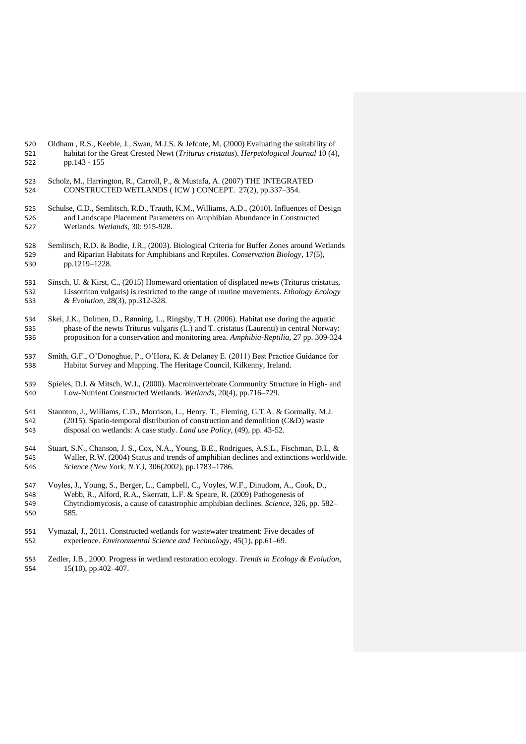Oldham , R.S., Keeble, J., Swan, M.J.S. & Jefcote, M. (2000) Evaluating the suitability of habitat for the Great Crested Newt (*Triturus cristatus*). *Herpetological Journal* 10 (4), pp.143 - 155

Scholz, M., Harrington, R., Carroll, P., & Mustafa, A. (2007) THE INTEGRATED CONSTRUCTED WETLANDS ( ICW ) CONCEPT. 27(2), pp.337–354.

Schulse, C.D., Semlitsch, R.D., Trauth, K.M., Williams, A.D., (2010). Influences of Design and Landscape Placement Parameters on Amphibian Abundance in Constructed Wetlands. *Wetlands*, 30: 915-928.

Semlitsch, R.D. & Bodie, J.R., (2003). Biological Criteria for Buffer Zones around Wetlands and Riparian Habitats for Amphibians and Reptiles. *Conservation Biology*, 17(5), pp.1219–1228.

Sinsch, U. & Kirst, C., (2015) Homeward orientation of displaced newts (Triturus cristatus, Lissotriton vulgaris) is restricted to the range of routine movements. *Ethology Ecology & Evolution*, 28(3), pp.312-328.

Skei, J.K., Dolmen, D., Rønning, L., Ringsby, T.H. (2006). Habitat use during the aquatic phase of the newts Triturus vulgaris (L.) and T. cristatus (Laurenti) in central Norway: proposition for a conservation and monitoring area. *Amphibia-Reptilia*, 27 pp. 309-324

Smith, G.F., O'Donoghue, P., O'Hora, K. & Delaney E. (2011) Best Practice Guidance for Habitat Survey and Mapping. The Heritage Council, Kilkenny, Ireland.

Spieles, D.J. & Mitsch, W.J., (2000). Macroinvertebrate Community Structure in High- and Low-Nutrient Constructed Wetlands. *Wetlands*, 20(4), pp.716–729.

Staunton, J., Williams, C.D., Morrison, L., Henry, T., Fleming, G.T.A. & Gormally, M.J. (2015). Spatio-temporal distribution of construction and demolition (C&D) waste disposal on wetlands: A case study. *Land use Policy*, (49), pp. 43-52.

Stuart, S.N., Chanson, J. S., Cox, N.A., Young, B.E., Rodrigues, A.S.L., Fischman, D.L. & Waller, R.W. (2004) Status and trends of amphibian declines and extinctions worldwide. *Science (New York, N.Y.)*, 306(2002), pp.1783–1786.

Voyles, J., Young, S., Berger, L., Campbell, C., Voyles, W.F., Dinudom, A., Cook, D., Webb, R., Alford, R.A., Skerratt, L.F. & Speare, R. (2009) Pathogenesis of Chytridiomycosis, a cause of catastrophic amphibian declines. *Science*, 326, pp. 582–585.

Vymazal, J., 2011. Constructed wetlands for wastewater treatment: Five decades of experience. *Environmental Science and Technology*, 45(1), pp.61–69.

Zedler, J.B., 2000. Progress in wetland restoration ecology. *Trends in Ecology & Evolution*, 15(10), pp.402–407.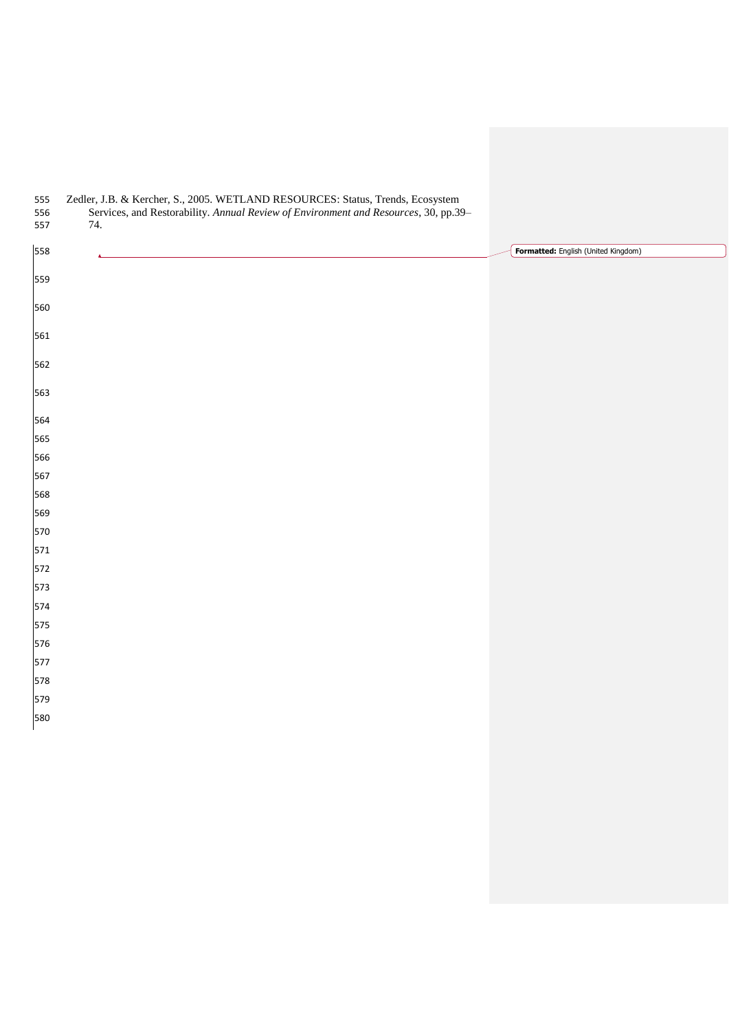Zedler, J.B. & Kercher, S., 2005. WETLAND RESOURCES: Status, Trends, Ecosystem Services, and Restorability. *Annual Review of Environment and Resources*, 30, pp.39–74.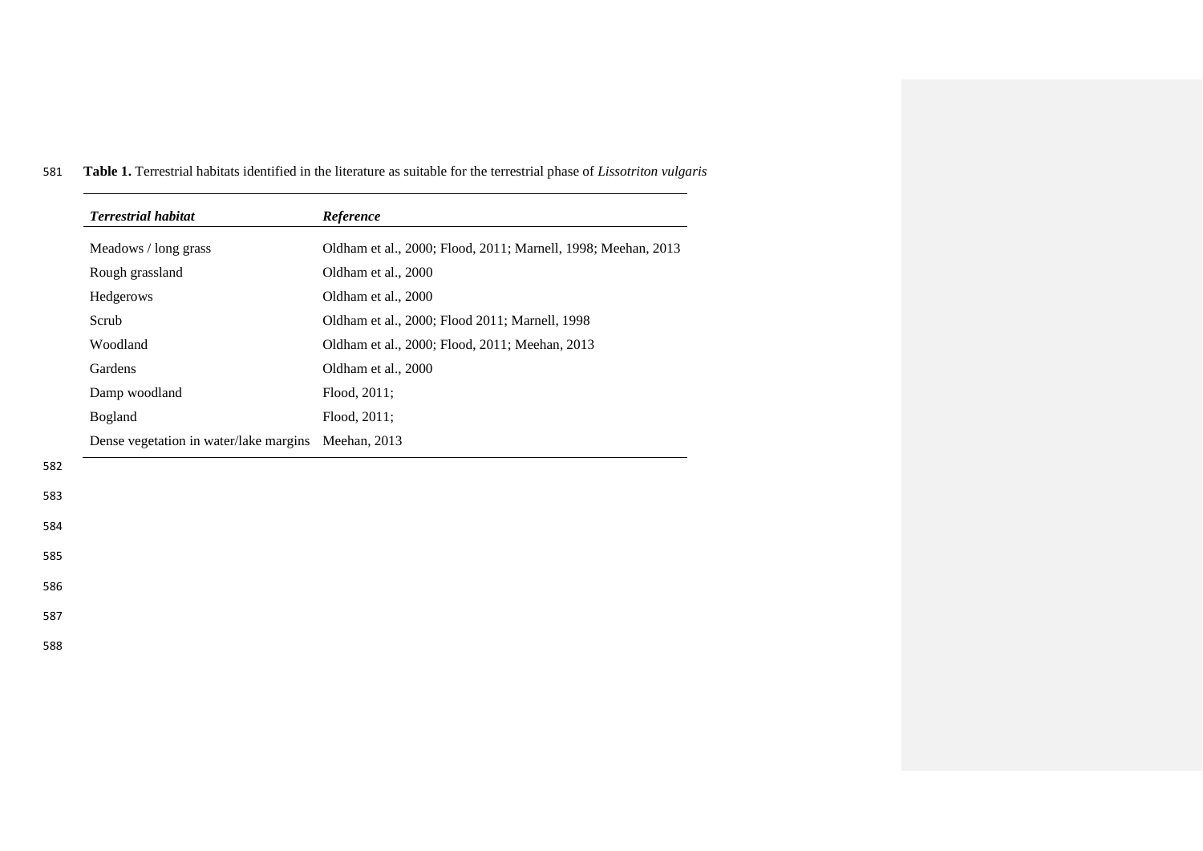**Table 1.** Terrestrial habitats identified in the literature as suitable for the terrestrial phase of *Lissotriton vulgaris*

| *Terrestrial habitat* | *Reference* |
|---|---|
| Meadows / long grass | Oldham et al., 2000; Flood, 2011; Marnell, 1998; Meehan, 2013 |
| Rough grassland | Oldham et al., 2000 |
| Hedgerows | Oldham et al., 2000 |
| Scrub | Oldham et al., 2000; Flood 2011; Marnell, 1998 |
| Woodland | Oldham et al., 2000; Flood, 2011; Meehan, 2013 |
| Gardens | Oldham et al., 2000 |
| Damp woodland | Flood, 2011; |
| Bogland | Flood, 2011; |
| Dense vegetation in water/lake margins | Meehan, 2013 |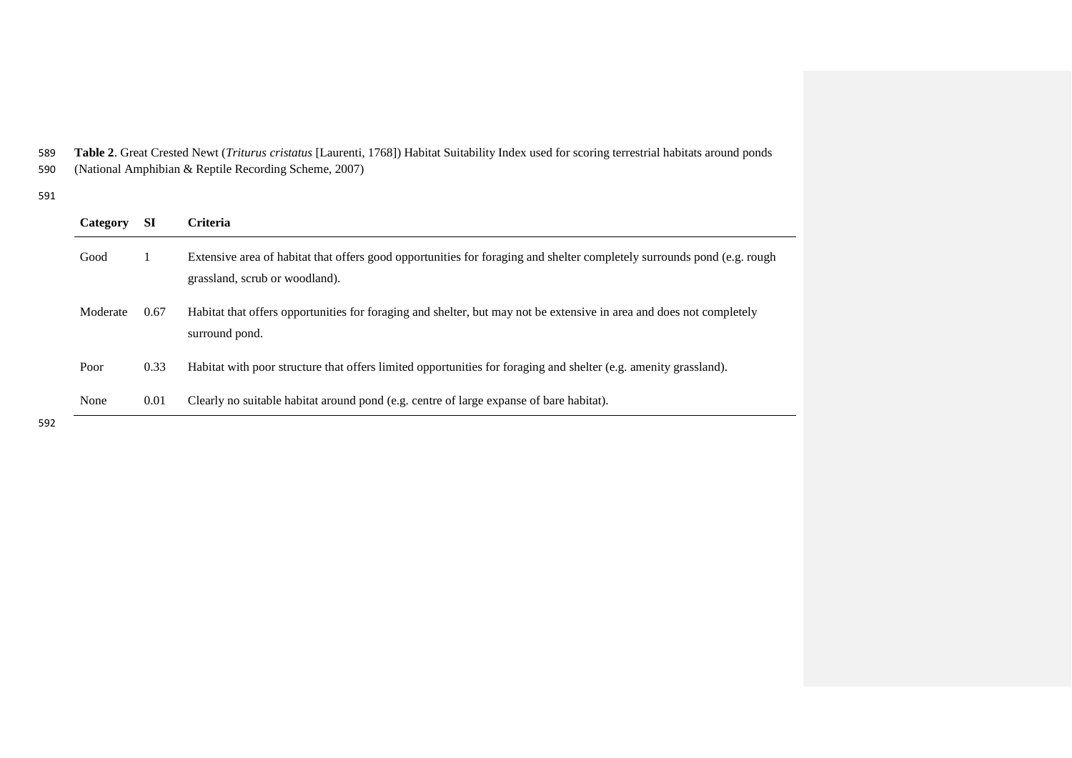**Table 2**. Great Crested Newt (*Triturus cristatus* [Laurenti, 1768]) Habitat Suitability Index used for scoring terrestrial habitats around ponds (National Amphibian & Reptile Recording Scheme, 2007)

| Category | SI | Criteria |
| --- | --- | --- |
| Good | 1 | Extensive area of habitat that offers good opportunities for foraging and shelter completely surrounds pond (e.g. rough grassland, scrub or woodland). |
| Moderate | 0.67 | Habitat that offers opportunities for foraging and shelter, but may not be extensive in area and does not completely surround pond. |
| Poor | 0.33 | Habitat with poor structure that offers limited opportunities for foraging and shelter (e.g. amenity grassland). |
| None | 0.01 | Clearly no suitable habitat around pond (e.g. centre of large expanse of bare habitat). |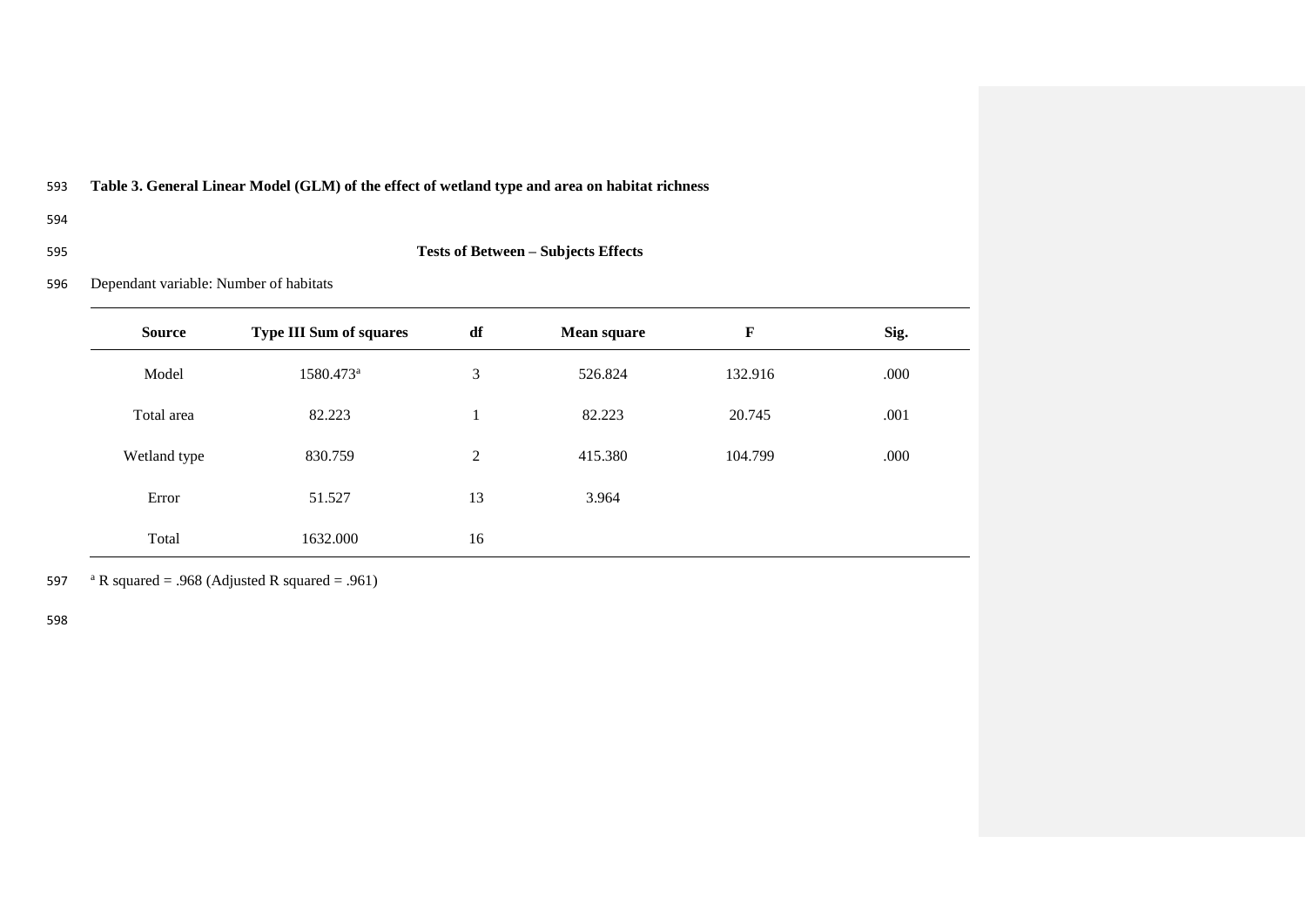**Table 3. General Linear Model (GLM) of the effect of wetland type and area on habitat richness**

**Tests of Between – Subjects Effects**

Dependant variable: Number of habitats

| Source | Type III Sum of squares | df | Mean square | F | Sig. |
|---|---|---|---|---|---|
| Model | 1580.473[a] | 3 | 526.824 | 132.916 | .000 |
| Total area | 82.223 | 1 | 82.223 | 20.745 | .001 |
| Wetland type | 830.759 | 2 | 415.380 | 104.799 | .000 |
| Error | 51.527 | 13 | 3.964 | | |
| Total | 1632.000 | 16 | | | |

[a] R squared = .968 (Adjusted R squared = .961)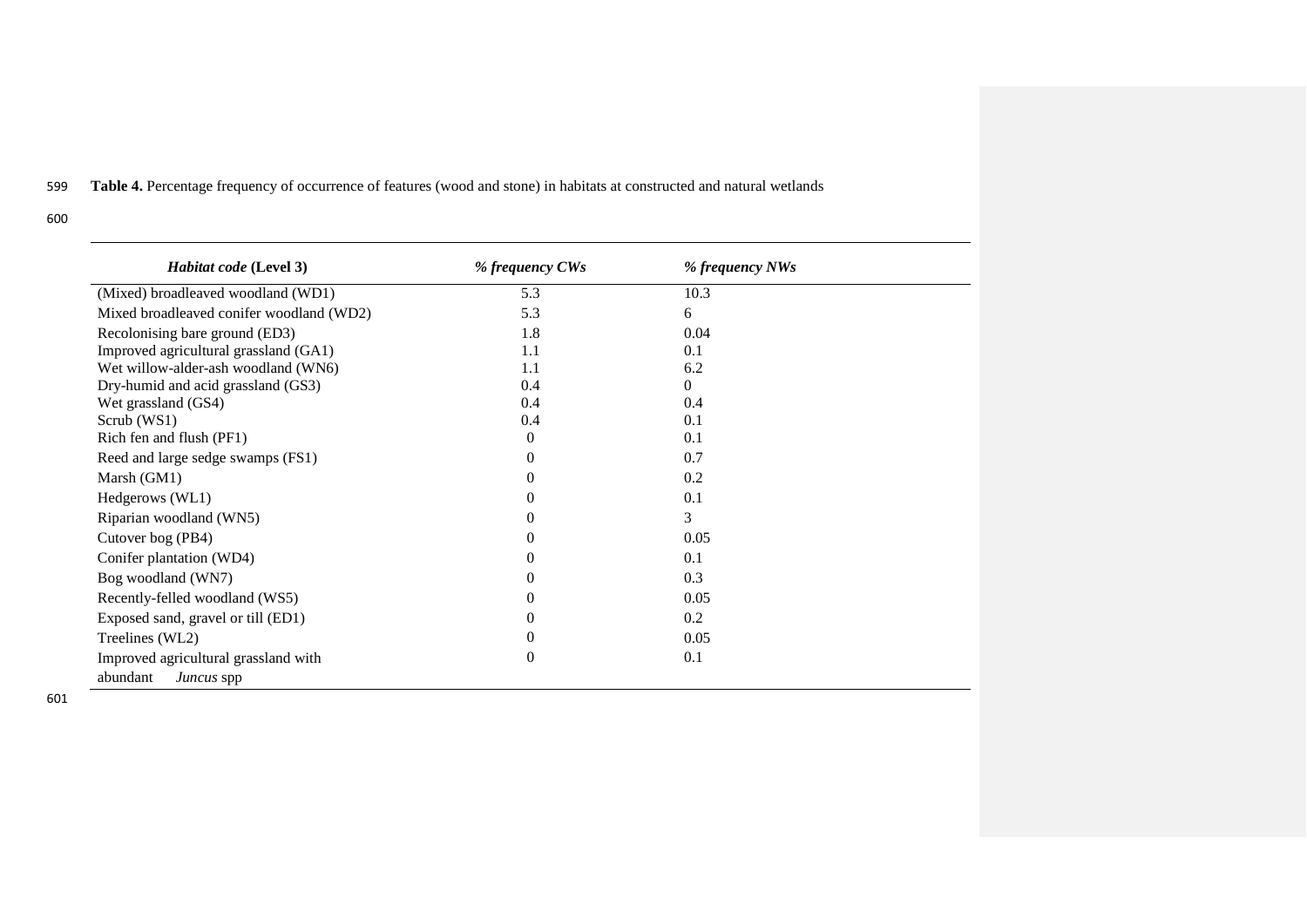**Table 4.** Percentage frequency of occurrence of features (wood and stone) in habitats at constructed and natural wetlands

| *Habitat code* **(Level 3)** | *% frequency CWs* | *% frequency NWs* |
|---|---|---|
| (Mixed) broadleaved woodland (WD1) | 5.3 | 10.3 |
| Mixed broadleaved conifer woodland (WD2) | 5.3 | 6 |
| Recolonising bare ground (ED3) | 1.8 | 0.04 |
| Improved agricultural grassland (GA1) | 1.1 | 0.1 |
| Wet willow-alder-ash woodland (WN6) | 1.1 | 6.2 |
| Dry-humid and acid grassland (GS3) | 0.4 | 0 |
| Wet grassland (GS4) | 0.4 | 0.4 |
| Scrub (WS1) | 0.4 | 0.1 |
| Rich fen and flush (PF1) | 0 | 0.1 |
| Reed and large sedge swamps (FS1) | 0 | 0.7 |
| Marsh (GM1) | 0 | 0.2 |
| Hedgerows (WL1) | 0 | 0.1 |
| Riparian woodland (WN5) | 0 | 3 |
| Cutover bog (PB4) | 0 | 0.05 |
| Conifer plantation (WD4) | 0 | 0.1 |
| Bog woodland (WN7) | 0 | 0.3 |
| Recently-felled woodland (WS5) | 0 | 0.05 |
| Exposed sand, gravel or till (ED1) | 0 | 0.2 |
| Treelines (WL2) | 0 | 0.05 |
| Improved agricultural grassland with abundant *Juncus* spp | 0 | 0.1 |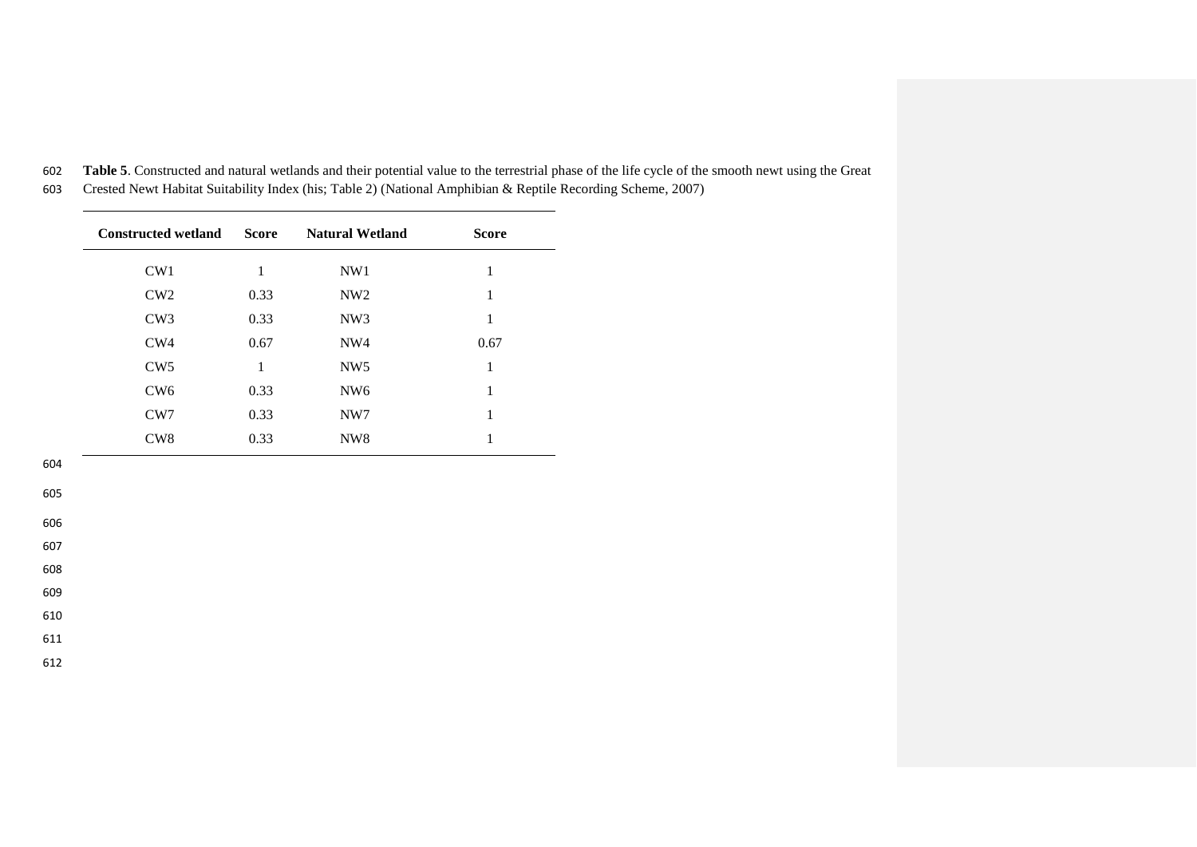**Table 5**. Constructed and natural wetlands and their potential value to the terrestrial phase of the life cycle of the smooth newt using the Great Crested Newt Habitat Suitability Index (his; Table 2) (National Amphibian & Reptile Recording Scheme, 2007)

| Constructed wetland | Score | Natural Wetland | Score |
|---|---|---|---|
| CW1 | 1 | NW1 | 1 |
| CW2 | 0.33 | NW2 | 1 |
| CW3 | 0.33 | NW3 | 1 |
| CW4 | 0.67 | NW4 | 0.67 |
| CW5 | 1 | NW5 | 1 |
| CW6 | 0.33 | NW6 | 1 |
| CW7 | 0.33 | NW7 | 1 |
| CW8 | 0.33 | NW8 | 1 |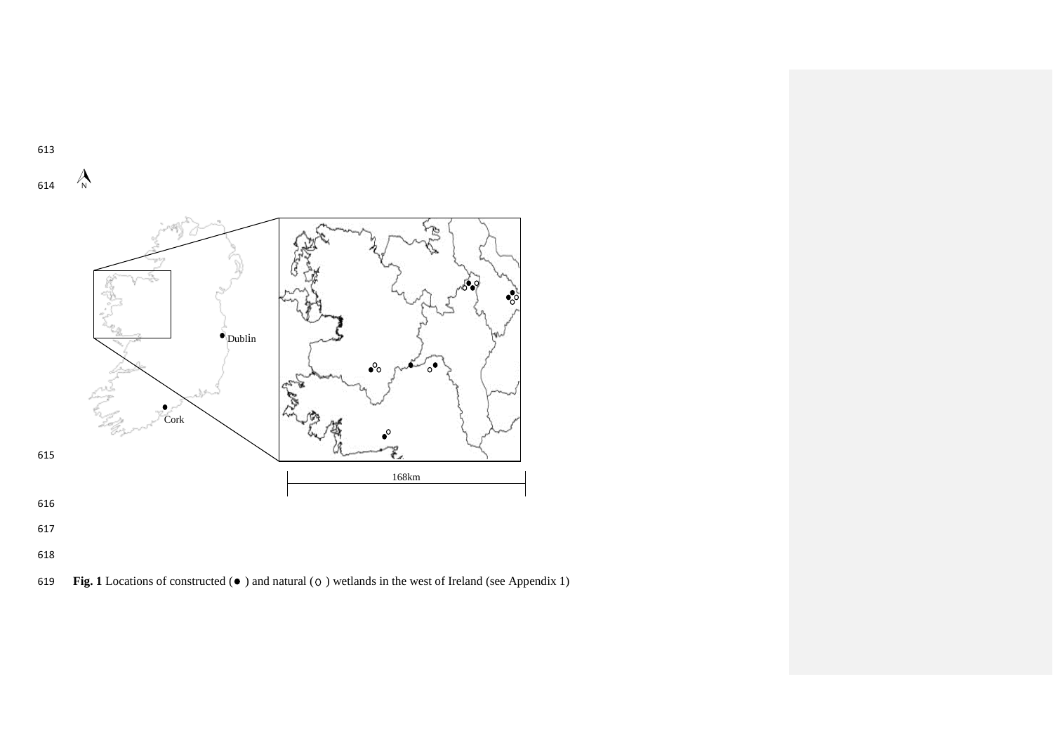**Fig. 1** Locations of constructed (●) and natural (○) wetlands in the west of Ireland (see Appendix 1)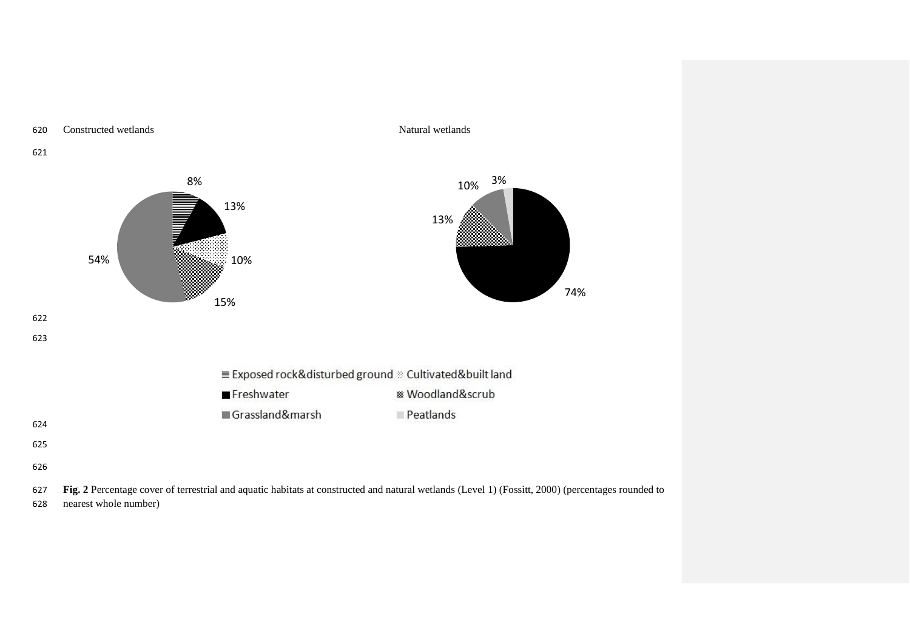Constructed wetlands

Natural wetlands

8%

13%

10%

15%

54%

10%

3%

13%

74%

Exposed rock&disturbed ground

Cultivated&built land

Freshwater

Woodland&scrub

Grassland&marsh

Peatlands

**Fig. 2** Percentage cover of terrestrial and aquatic habitats at constructed and natural wetlands (Level 1) (Fossitt, 2000) (percentages rounded to nearest whole number)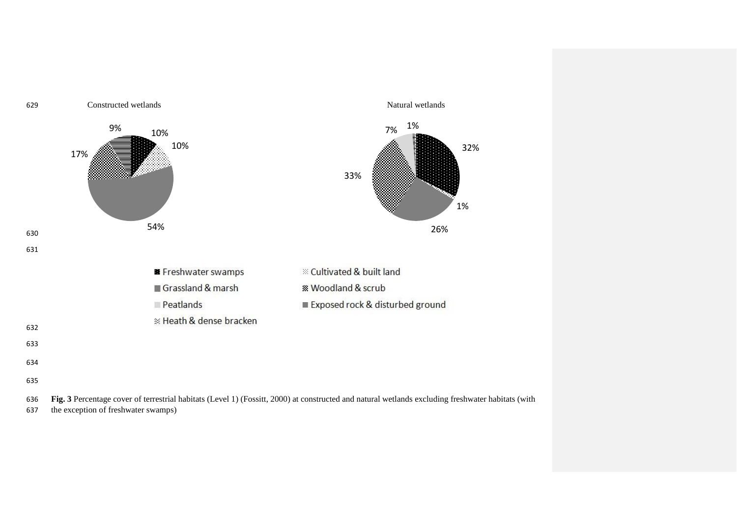Constructed wetlands

Natural wetlands

9%, 10%, 10%, 17%, 54%

7%, 1%, 32%, 33%, 1%, 26%

Freshwater swamps | Cultivated & built land
Grassland & marsh | Woodland & scrub
Peatlands | Exposed rock & disturbed ground
Heath & dense bracken

**Fig. 3** Percentage cover of terrestrial habitats (Level 1) (Fossitt, 2000) at constructed and natural wetlands excluding freshwater habitats (with the exception of freshwater swamps)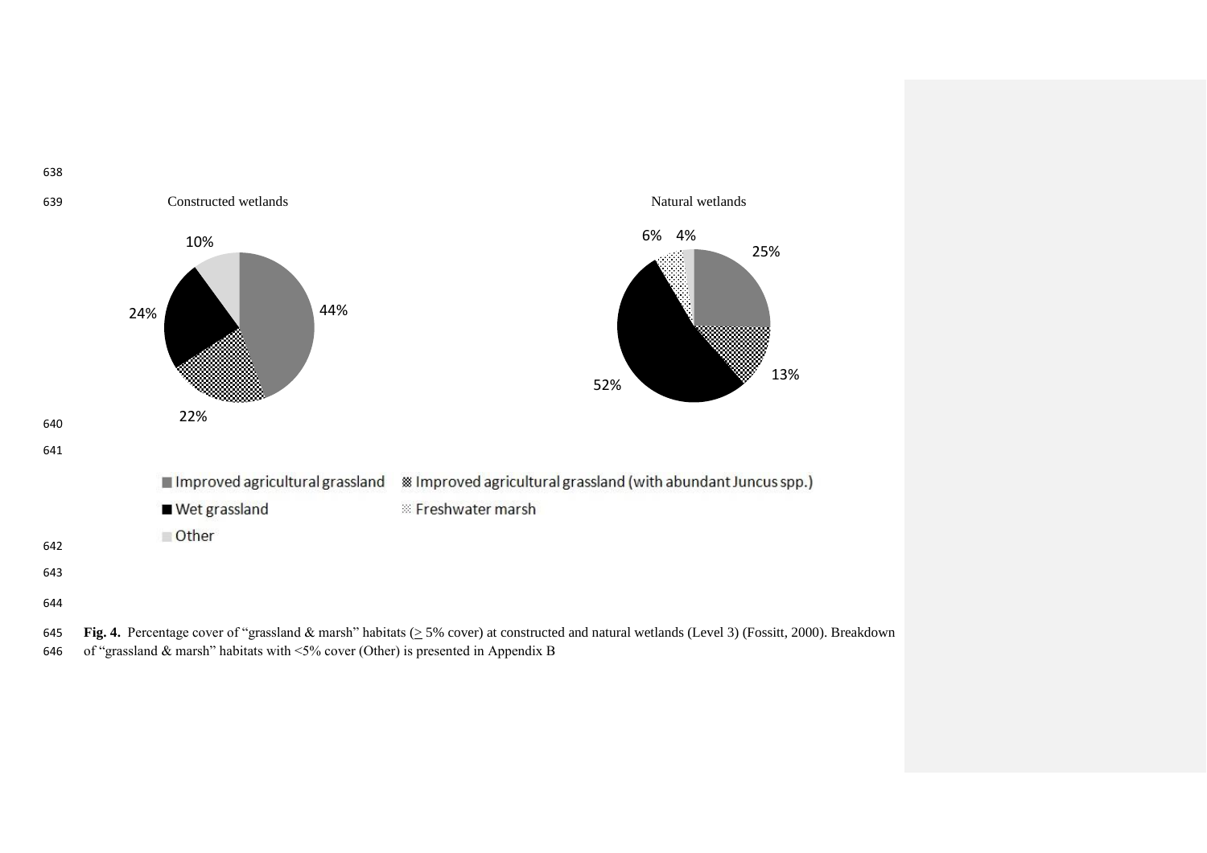Constructed wetlands

Natural wetlands

10%

44%

24%

22%

6% 4%

25%

13%

52%

■ Improved agricultural grassland ▩ Improved agricultural grassland (with abundant Juncus spp.)

■ Wet grassland ░ Freshwater marsh

■ Other

**Fig. 4.** Percentage cover of "grassland & marsh" habitats ($\geq$ 5% cover) at constructed and natural wetlands (Level 3) (Fossitt, 2000). Breakdown of "grassland & marsh" habitats with <5% cover (Other) is presented in Appendix B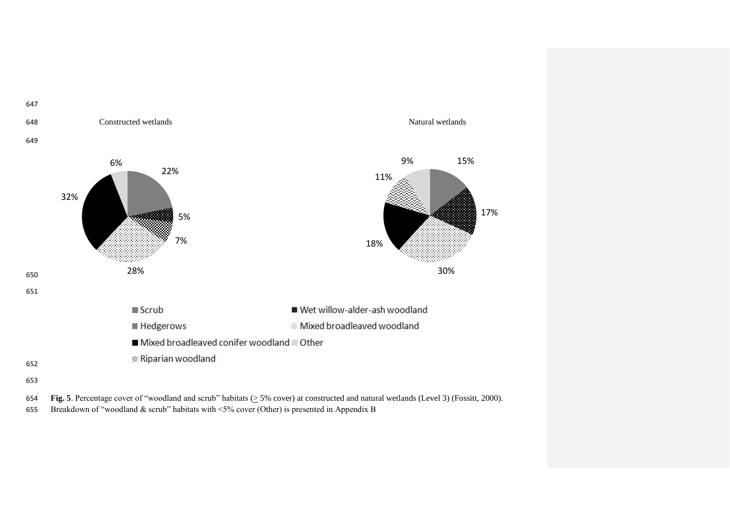Constructed wetlands

6%
22%
32%
5%
7%
28%

Natural wetlands

9%
15%
11%
17%
18%
30%

Scrub
Wet willow-alder-ash woodland
Hedgerows
Mixed broadleaved woodland
Mixed broadleaved conifer woodland
Other
Riparian woodland

**Fig. 5**. Percentage cover of "woodland and scrub" habitats (≥ 5% cover) at constructed and natural wetlands (Level 3) (Fossitt, 2000). Breakdown of "woodland & scrub" habitats with <5% cover (Other) is presented in Appendix B